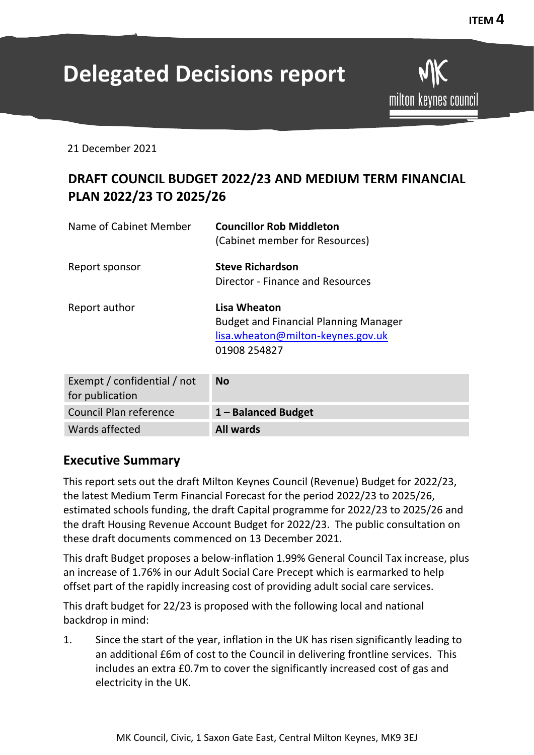ITEM 4

# Delegated Decisions report

milton keynes council

21 December 2021

## DRAFT COUNCIL BUDGET 2022/23 AND MEDIUM TERM FINANCIAL PLAN 2022/23 TO 2025/26

| | |
|---|---|
| Name of Cabinet Member | **Councillor Rob Middleton** (Cabinet member for Resources) |
| Report sponsor | **Steve Richardson** Director - Finance and Resources |
| Report author | **Lisa Wheaton** Budget and Financial Planning Manager lisa.wheaton@milton-keynes.gov.uk 01908 254827 |

| | |
|---|---|
| Exempt / confidential / not for publication | **No** |
| Council Plan reference | **1 – Balanced Budget** |
| Wards affected | **All wards** |

## Executive Summary

This report sets out the draft Milton Keynes Council (Revenue) Budget for 2022/23, the latest Medium Term Financial Forecast for the period 2022/23 to 2025/26, estimated schools funding, the draft Capital programme for 2022/23 to 2025/26 and the draft Housing Revenue Account Budget for 2022/23. The public consultation on these draft documents commenced on 13 December 2021.

This draft Budget proposes a below-inflation 1.99% General Council Tax increase, plus an increase of 1.76% in our Adult Social Care Precept which is earmarked to help offset part of the rapidly increasing cost of providing adult social care services.

This draft budget for 22/23 is proposed with the following local and national backdrop in mind:

1. Since the start of the year, inflation in the UK has risen significantly leading to an additional £6m of cost to the Council in delivering frontline services. This includes an extra £0.7m to cover the significantly increased cost of gas and electricity in the UK.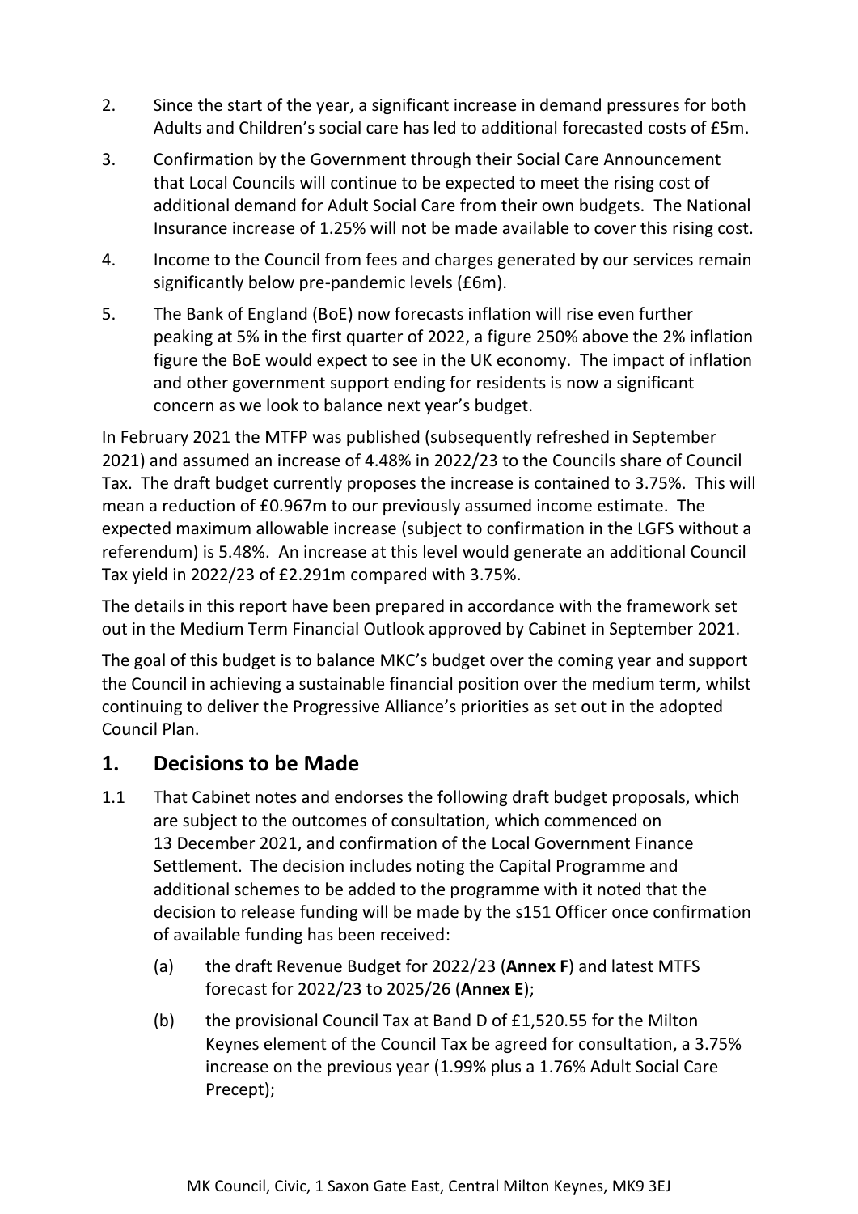2. Since the start of the year, a significant increase in demand pressures for both Adults and Children's social care has led to additional forecasted costs of £5m.

3. Confirmation by the Government through their Social Care Announcement that Local Councils will continue to be expected to meet the rising cost of additional demand for Adult Social Care from their own budgets. The National Insurance increase of 1.25% will not be made available to cover this rising cost.

4. Income to the Council from fees and charges generated by our services remain significantly below pre-pandemic levels (£6m).

5. The Bank of England (BoE) now forecasts inflation will rise even further peaking at 5% in the first quarter of 2022, a figure 250% above the 2% inflation figure the BoE would expect to see in the UK economy. The impact of inflation and other government support ending for residents is now a significant concern as we look to balance next year's budget.

In February 2021 the MTFP was published (subsequently refreshed in September 2021) and assumed an increase of 4.48% in 2022/23 to the Councils share of Council Tax. The draft budget currently proposes the increase is contained to 3.75%. This will mean a reduction of £0.967m to our previously assumed income estimate. The expected maximum allowable increase (subject to confirmation in the LGFS without a referendum) is 5.48%. An increase at this level would generate an additional Council Tax yield in 2022/23 of £2.291m compared with 3.75%.

The details in this report have been prepared in accordance with the framework set out in the Medium Term Financial Outlook approved by Cabinet in September 2021.

The goal of this budget is to balance MKC's budget over the coming year and support the Council in achieving a sustainable financial position over the medium term, whilst continuing to deliver the Progressive Alliance's priorities as set out in the adopted Council Plan.

## 1. Decisions to be Made

1.1 That Cabinet notes and endorses the following draft budget proposals, which are subject to the outcomes of consultation, which commenced on 13 December 2021, and confirmation of the Local Government Finance Settlement. The decision includes noting the Capital Programme and additional schemes to be added to the programme with it noted that the decision to release funding will be made by the s151 Officer once confirmation of available funding has been received:

   (a) the draft Revenue Budget for 2022/23 (**Annex F**) and latest MTFS forecast for 2022/23 to 2025/26 (**Annex E**);

   (b) the provisional Council Tax at Band D of £1,520.55 for the Milton Keynes element of the Council Tax be agreed for consultation, a 3.75% increase on the previous year (1.99% plus a 1.76% Adult Social Care Precept);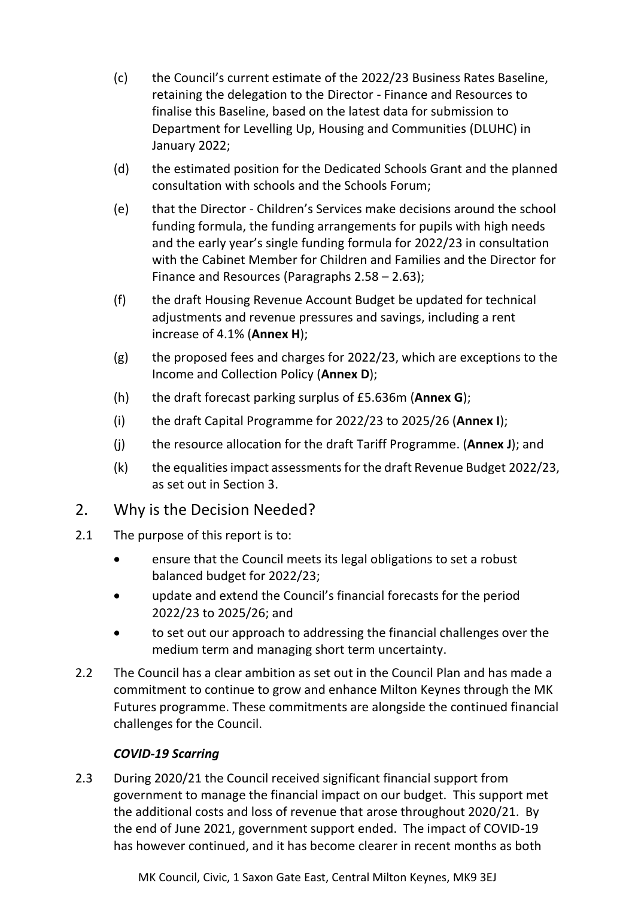(c) the Council's current estimate of the 2022/23 Business Rates Baseline, retaining the delegation to the Director - Finance and Resources to finalise this Baseline, based on the latest data for submission to Department for Levelling Up, Housing and Communities (DLUHC) in January 2022;

(d) the estimated position for the Dedicated Schools Grant and the planned consultation with schools and the Schools Forum;

(e) that the Director - Children's Services make decisions around the school funding formula, the funding arrangements for pupils with high needs and the early year's single funding formula for 2022/23 in consultation with the Cabinet Member for Children and Families and the Director for Finance and Resources (Paragraphs 2.58 – 2.63);

(f) the draft Housing Revenue Account Budget be updated for technical adjustments and revenue pressures and savings, including a rent increase of 4.1% (**Annex H**);

(g) the proposed fees and charges for 2022/23, which are exceptions to the Income and Collection Policy (**Annex D**);

(h) the draft forecast parking surplus of £5.636m (**Annex G**);

(i) the draft Capital Programme for 2022/23 to 2025/26 (**Annex I**);

(j) the resource allocation for the draft Tariff Programme. (**Annex J**); and

(k) the equalities impact assessments for the draft Revenue Budget 2022/23, as set out in Section 3.

## 2. Why is the Decision Needed?

2.1 The purpose of this report is to:

- ensure that the Council meets its legal obligations to set a robust balanced budget for 2022/23;
- update and extend the Council's financial forecasts for the period 2022/23 to 2025/26; and
- to set out our approach to addressing the financial challenges over the medium term and managing short term uncertainty.

2.2 The Council has a clear ambition as set out in the Council Plan and has made a commitment to continue to grow and enhance Milton Keynes through the MK Futures programme. These commitments are alongside the continued financial challenges for the Council.

***COVID-19 Scarring***

2.3 During 2020/21 the Council received significant financial support from government to manage the financial impact on our budget. This support met the additional costs and loss of revenue that arose throughout 2020/21. By the end of June 2021, government support ended. The impact of COVID-19 has however continued, and it has become clearer in recent months as both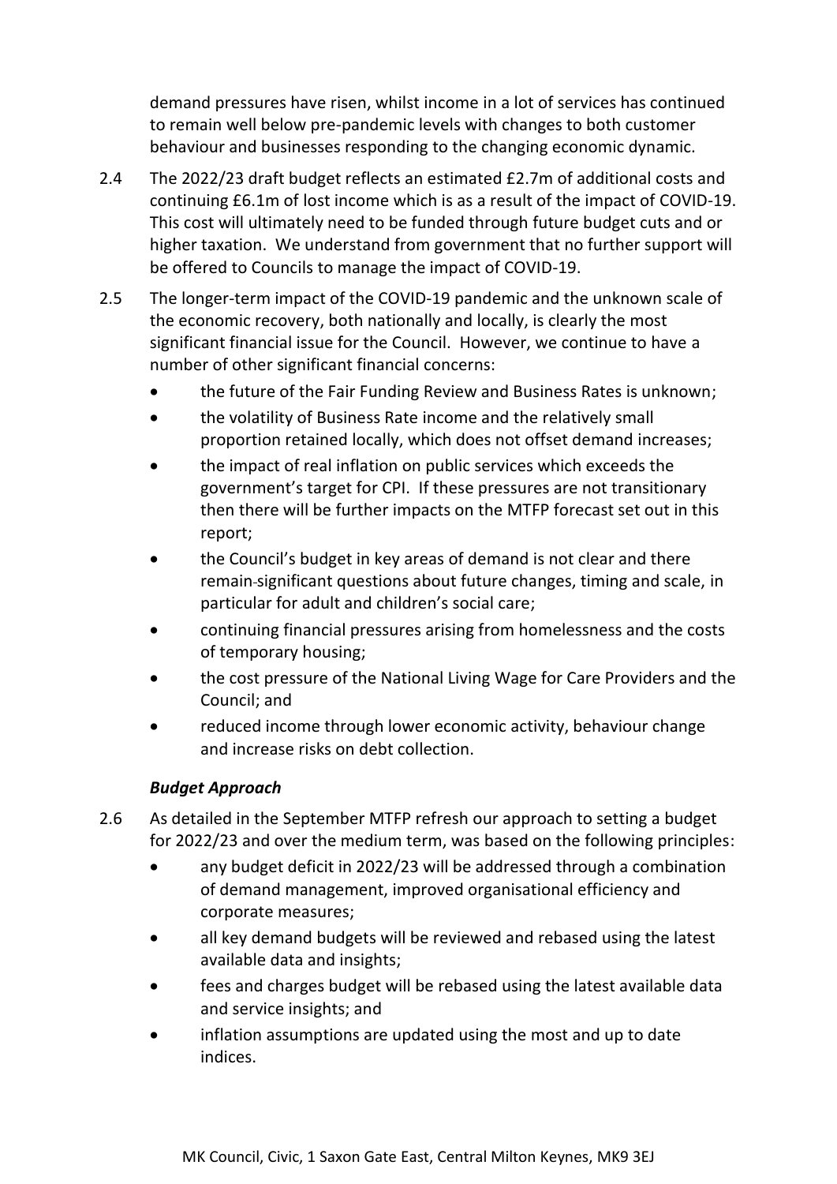demand pressures have risen, whilst income in a lot of services has continued to remain well below pre-pandemic levels with changes to both customer behaviour and businesses responding to the changing economic dynamic.

2.4 The 2022/23 draft budget reflects an estimated £2.7m of additional costs and continuing £6.1m of lost income which is as a result of the impact of COVID-19. This cost will ultimately need to be funded through future budget cuts and or higher taxation. We understand from government that no further support will be offered to Councils to manage the impact of COVID-19.

2.5 The longer-term impact of the COVID-19 pandemic and the unknown scale of the economic recovery, both nationally and locally, is clearly the most significant financial issue for the Council. However, we continue to have a number of other significant financial concerns:

- the future of the Fair Funding Review and Business Rates is unknown;
- the volatility of Business Rate income and the relatively small proportion retained locally, which does not offset demand increases;
- the impact of real inflation on public services which exceeds the government's target for CPI. If these pressures are not transitionary then there will be further impacts on the MTFP forecast set out in this report;
- the Council's budget in key areas of demand is not clear and there remain significant questions about future changes, timing and scale, in particular for adult and children's social care;
- continuing financial pressures arising from homelessness and the costs of temporary housing;
- the cost pressure of the National Living Wage for Care Providers and the Council; and
- reduced income through lower economic activity, behaviour change and increase risks on debt collection.

***Budget Approach***

2.6 As detailed in the September MTFP refresh our approach to setting a budget for 2022/23 and over the medium term, was based on the following principles:

- any budget deficit in 2022/23 will be addressed through a combination of demand management, improved organisational efficiency and corporate measures;
- all key demand budgets will be reviewed and rebased using the latest available data and insights;
- fees and charges budget will be rebased using the latest available data and service insights; and
- inflation assumptions are updated using the most and up to date indices.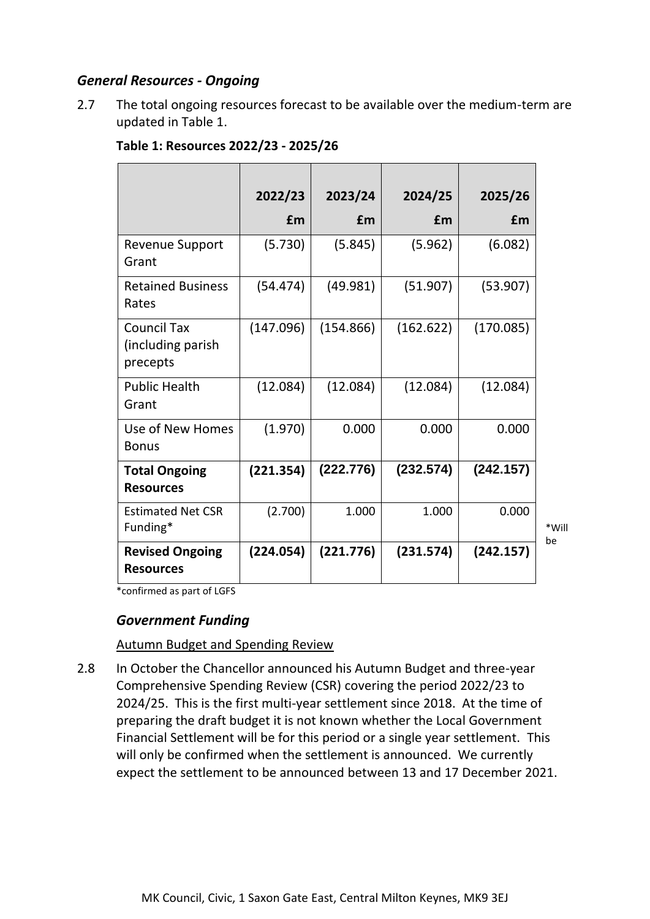### *General Resources - Ongoing*

2.7 The total ongoing resources forecast to be available over the medium-term are updated in Table 1.

**Table 1: Resources 2022/23 - 2025/26**

| | **2022/23 £m** | **2023/24 £m** | **2024/25 £m** | **2025/26 £m** |
|---|---|---|---|---|
| Revenue Support Grant | (5.730) | (5.845) | (5.962) | (6.082) |
| Retained Business Rates | (54.474) | (49.981) | (51.907) | (53.907) |
| Council Tax (including parish precepts | (147.096) | (154.866) | (162.622) | (170.085) |
| Public Health Grant | (12.084) | (12.084) | (12.084) | (12.084) |
| Use of New Homes Bonus | (1.970) | 0.000 | 0.000 | 0.000 |
| **Total Ongoing Resources** | **(221.354)** | **(222.776)** | **(232.574)** | **(242.157)** |
| Estimated Net CSR Funding* | (2.700) | 1.000 | 1.000 | 0.000 |
| **Revised Ongoing Resources** | **(224.054)** | **(221.776)** | **(231.574)** | **(242.157)** |

*Will be *confirmed as part of LGFS

### *Government Funding*

Autumn Budget and Spending Review

2.8 In October the Chancellor announced his Autumn Budget and three-year Comprehensive Spending Review (CSR) covering the period 2022/23 to 2024/25. This is the first multi-year settlement since 2018. At the time of preparing the draft budget it is not known whether the Local Government Financial Settlement will be for this period or a single year settlement. This will only be confirmed when the settlement is announced. We currently expect the settlement to be announced between 13 and 17 December 2021.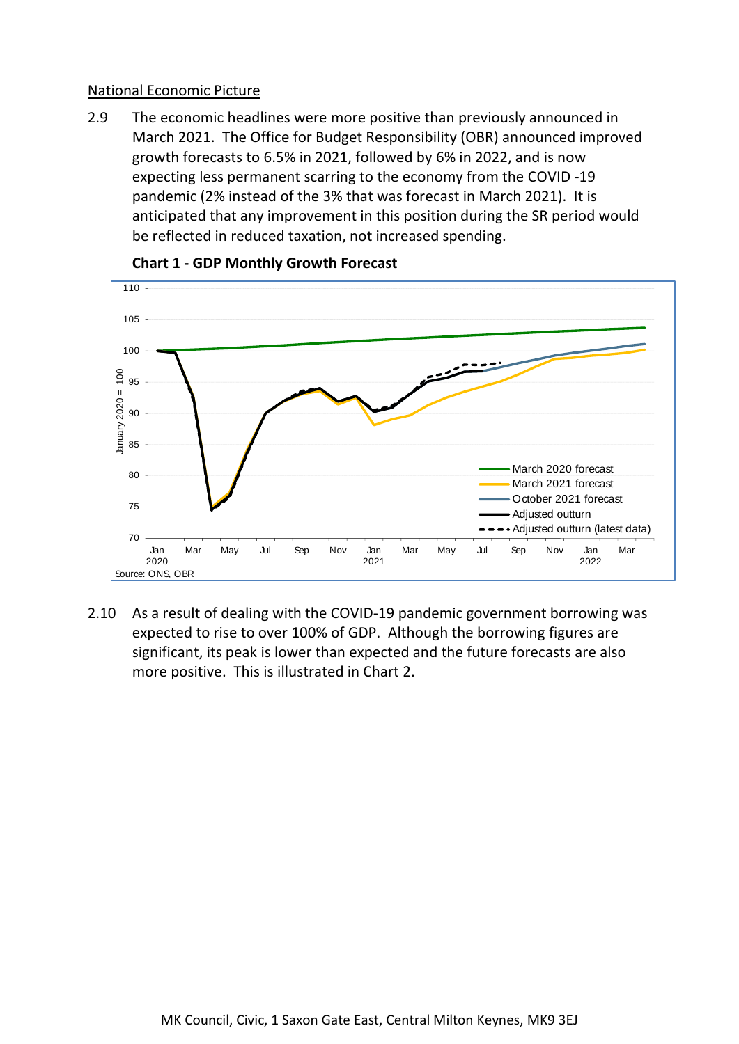National Economic Picture

2.9 The economic headlines were more positive than previously announced in March 2021. The Office for Budget Responsibility (OBR) announced improved growth forecasts to 6.5% in 2021, followed by 6% in 2022, and is now expecting less permanent scarring to the economy from the COVID -19 pandemic (2% instead of the 3% that was forecast in March 2021). It is anticipated that any improvement in this position during the SR period would be reflected in reduced taxation, not increased spending.

**Chart 1 - GDP Monthly Growth Forecast**

Source: ONS, OBR

2.10 As a result of dealing with the COVID-19 pandemic government borrowing was expected to rise to over 100% of GDP. Although the borrowing figures are significant, its peak is lower than expected and the future forecasts are also more positive. This is illustrated in Chart 2.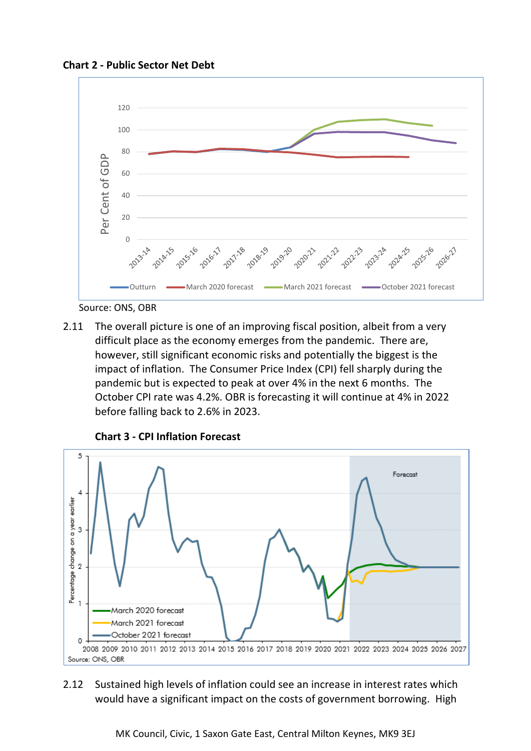**Chart 2 - Public Sector Net Debt**

Source: ONS, OBR

2.11 The overall picture is one of an improving fiscal position, albeit from a very difficult place as the economy emerges from the pandemic. There are, however, still significant economic risks and potentially the biggest is the impact of inflation. The Consumer Price Index (CPI) fell sharply during the pandemic but is expected to peak at over 4% in the next 6 months. The October CPI rate was 4.2%. OBR is forecasting it will continue at 4% in 2022 before falling back to 2.6% in 2023.

**Chart 3 - CPI Inflation Forecast**

2.12 Sustained high levels of inflation could see an increase in interest rates which would have a significant impact on the costs of government borrowing. High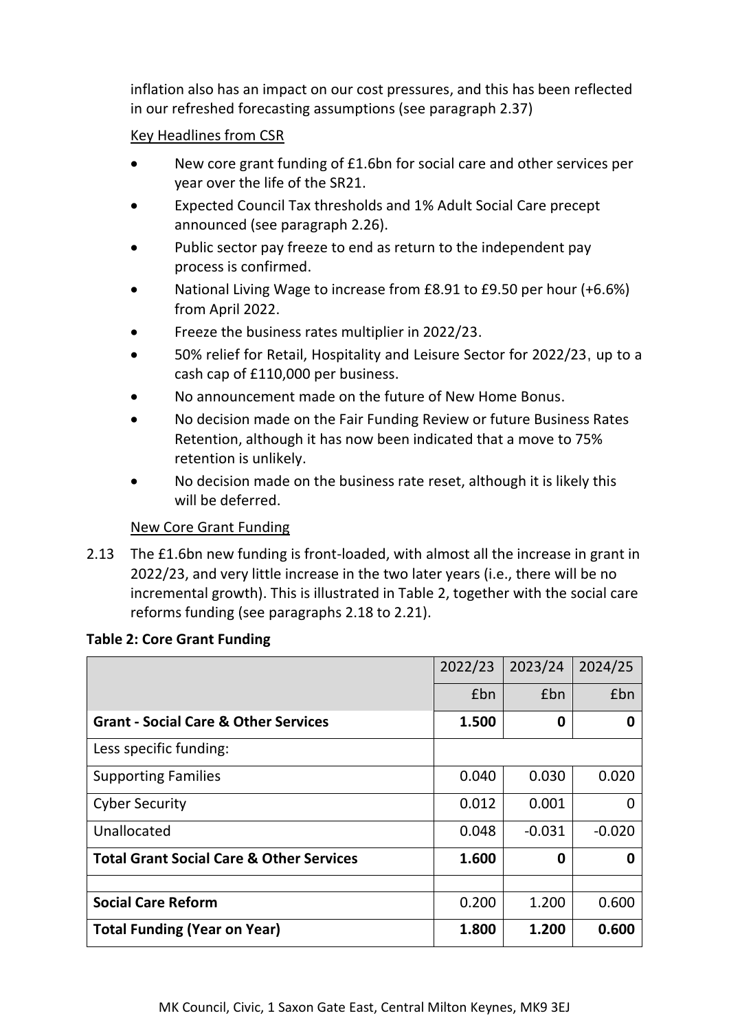inflation also has an impact on our cost pressures, and this has been reflected in our refreshed forecasting assumptions (see paragraph 2.37)

Key Headlines from CSR

- New core grant funding of £1.6bn for social care and other services per year over the life of the SR21.
- Expected Council Tax thresholds and 1% Adult Social Care precept announced (see paragraph 2.26).
- Public sector pay freeze to end as return to the independent pay process is confirmed.
- National Living Wage to increase from £8.91 to £9.50 per hour (+6.6%) from April 2022.
- Freeze the business rates multiplier in 2022/23.
- 50% relief for Retail, Hospitality and Leisure Sector for 2022/23, up to a cash cap of £110,000 per business.
- No announcement made on the future of New Home Bonus.
- No decision made on the Fair Funding Review or future Business Rates Retention, although it has now been indicated that a move to 75% retention is unlikely.
- No decision made on the business rate reset, although it is likely this will be deferred.

New Core Grant Funding

2.13 The £1.6bn new funding is front-loaded, with almost all the increase in grant in 2022/23, and very little increase in the two later years (i.e., there will be no incremental growth). This is illustrated in Table 2, together with the social care reforms funding (see paragraphs 2.18 to 2.21).

**Table 2: Core Grant Funding**

| | 2022/23 | 2023/24 | 2024/25 |
|---|---|---|---|
| | £bn | £bn | £bn |
| **Grant - Social Care & Other Services** | **1.500** | **0** | **0** |
| Less specific funding: | | | |
| Supporting Families | 0.040 | 0.030 | 0.020 |
| Cyber Security | 0.012 | 0.001 | 0 |
| Unallocated | 0.048 | -0.031 | -0.020 |
| **Total Grant Social Care & Other Services** | **1.600** | **0** | **0** |
| | | | |
| **Social Care Reform** | 0.200 | 1.200 | 0.600 |
| **Total Funding (Year on Year)** | **1.800** | **1.200** | **0.600** |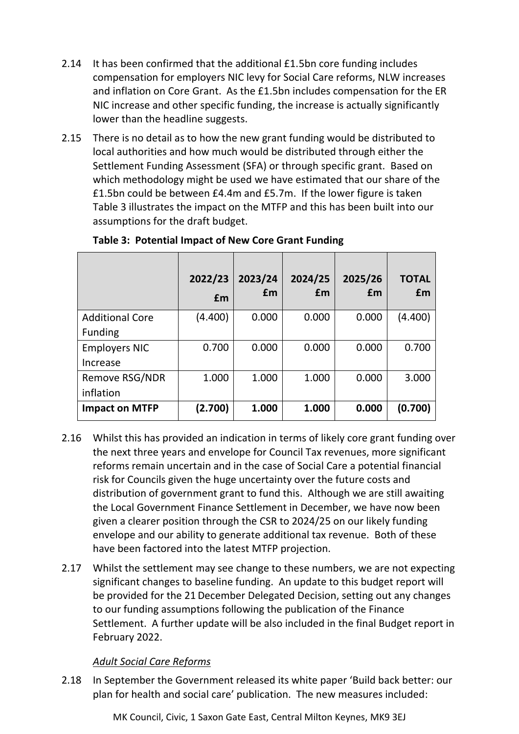2.14 It has been confirmed that the additional £1.5bn core funding includes compensation for employers NIC levy for Social Care reforms, NLW increases and inflation on Core Grant. As the £1.5bn includes compensation for the ER NIC increase and other specific funding, the increase is actually significantly lower than the headline suggests.

2.15 There is no detail as to how the new grant funding would be distributed to local authorities and how much would be distributed through either the Settlement Funding Assessment (SFA) or through specific grant. Based on which methodology might be used we have estimated that our share of the £1.5bn could be between £4.4m and £5.7m. If the lower figure is taken Table 3 illustrates the impact on the MTFP and this has been built into our assumptions for the draft budget.

**Table 3: Potential Impact of New Core Grant Funding**

| | 2022/23 £m | 2023/24 £m | 2024/25 £m | 2025/26 £m | TOTAL £m |
|---|---|---|---|---|---|
| Additional Core Funding | (4.400) | 0.000 | 0.000 | 0.000 | (4.400) |
| Employers NIC Increase | 0.700 | 0.000 | 0.000 | 0.000 | 0.700 |
| Remove RSG/NDR inflation | 1.000 | 1.000 | 1.000 | 0.000 | 3.000 |
| **Impact on MTFP** | **(2.700)** | **1.000** | **1.000** | **0.000** | **(0.700)** |

2.16 Whilst this has provided an indication in terms of likely core grant funding over the next three years and envelope for Council Tax revenues, more significant reforms remain uncertain and in the case of Social Care a potential financial risk for Councils given the huge uncertainty over the future costs and distribution of government grant to fund this. Although we are still awaiting the Local Government Finance Settlement in December, we have now been given a clearer position through the CSR to 2024/25 on our likely funding envelope and our ability to generate additional tax revenue. Both of these have been factored into the latest MTFP projection.

2.17 Whilst the settlement may see change to these numbers, we are not expecting significant changes to baseline funding. An update to this budget report will be provided for the 21 December Delegated Decision, setting out any changes to our funding assumptions following the publication of the Finance Settlement. A further update will be also included in the final Budget report in February 2022.

*Adult Social Care Reforms*

2.18 In September the Government released its white paper 'Build back better: our plan for health and social care' publication. The new measures included: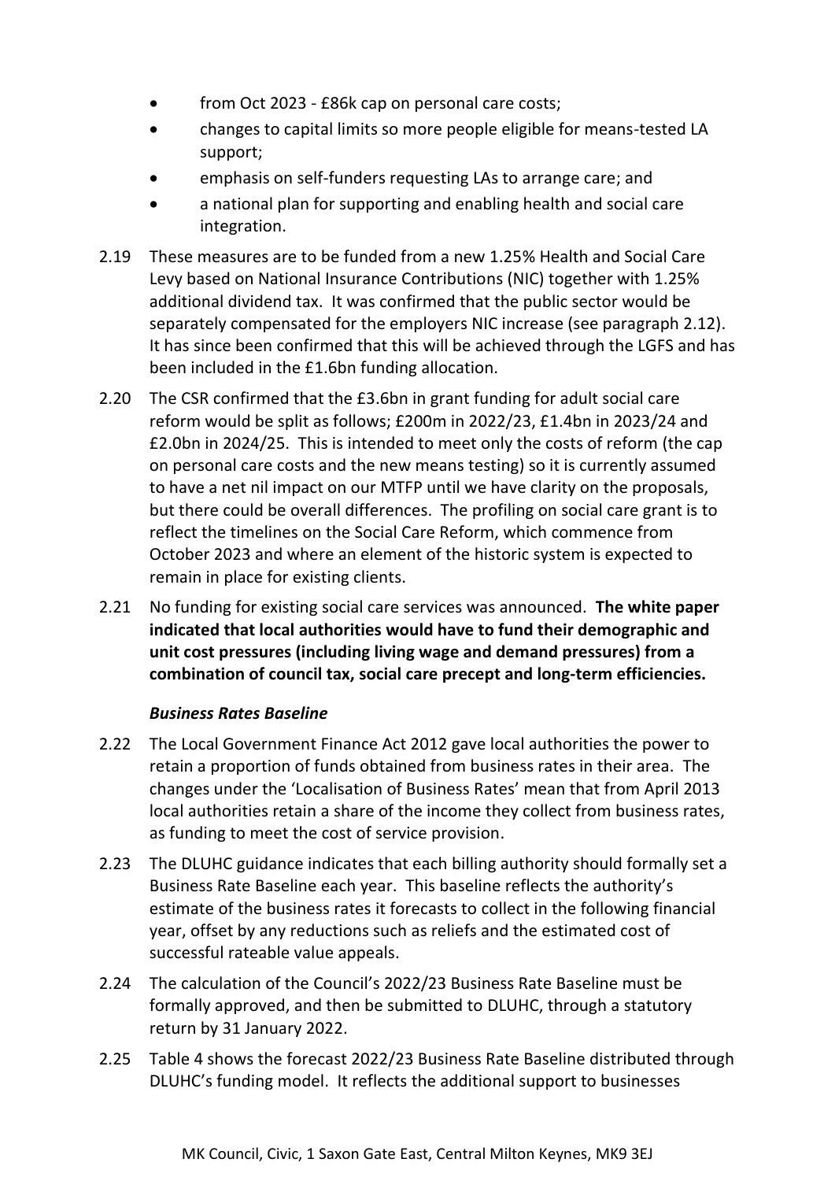- from Oct 2023 - £86k cap on personal care costs;
- changes to capital limits so more people eligible for means-tested LA support;
- emphasis on self-funders requesting LAs to arrange care; and
- a national plan for supporting and enabling health and social care integration.

2.19 These measures are to be funded from a new 1.25% Health and Social Care Levy based on National Insurance Contributions (NIC) together with 1.25% additional dividend tax. It was confirmed that the public sector would be separately compensated for the employers NIC increase (see paragraph 2.12). It has since been confirmed that this will be achieved through the LGFS and has been included in the £1.6bn funding allocation.

2.20 The CSR confirmed that the £3.6bn in grant funding for adult social care reform would be split as follows; £200m in 2022/23, £1.4bn in 2023/24 and £2.0bn in 2024/25. This is intended to meet only the costs of reform (the cap on personal care costs and the new means testing) so it is currently assumed to have a net nil impact on our MTFP until we have clarity on the proposals, but there could be overall differences. The profiling on social care grant is to reflect the timelines on the Social Care Reform, which commence from October 2023 and where an element of the historic system is expected to remain in place for existing clients.

2.21 No funding for existing social care services was announced. **The white paper indicated that local authorities would have to fund their demographic and unit cost pressures (including living wage and demand pressures) from a combination of council tax, social care precept and long-term efficiencies.**

### *Business Rates Baseline*

2.22 The Local Government Finance Act 2012 gave local authorities the power to retain a proportion of funds obtained from business rates in their area. The changes under the 'Localisation of Business Rates' mean that from April 2013 local authorities retain a share of the income they collect from business rates, as funding to meet the cost of service provision.

2.23 The DLUHC guidance indicates that each billing authority should formally set a Business Rate Baseline each year. This baseline reflects the authority's estimate of the business rates it forecasts to collect in the following financial year, offset by any reductions such as reliefs and the estimated cost of successful rateable value appeals.

2.24 The calculation of the Council's 2022/23 Business Rate Baseline must be formally approved, and then be submitted to DLUHC, through a statutory return by 31 January 2022.

2.25 Table 4 shows the forecast 2022/23 Business Rate Baseline distributed through DLUHC's funding model. It reflects the additional support to businesses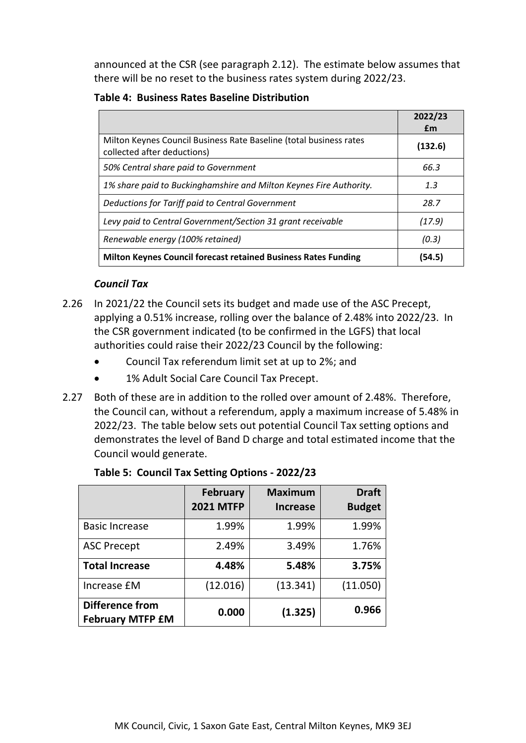announced at the CSR (see paragraph 2.12). The estimate below assumes that there will be no reset to the business rates system during 2022/23.

**Table 4: Business Rates Baseline Distribution**

| | 2022/23 £m |
|---|---|
| Milton Keynes Council Business Rate Baseline (total business rates collected after deductions) | (132.6) |
| *50% Central share paid to Government* | *66.3* |
| *1% share paid to Buckinghamshire and Milton Keynes Fire Authority.* | *1.3* |
| *Deductions for Tariff paid to Central Government* | *28.7* |
| *Levy paid to Central Government/Section 31 grant receivable* | *(17.9)* |
| *Renewable energy (100% retained)* | *(0.3)* |
| **Milton Keynes Council forecast retained Business Rates Funding** | **(54.5)** |

### *Council Tax*

2.26 In 2021/22 the Council sets its budget and made use of the ASC Precept, applying a 0.51% increase, rolling over the balance of 2.48% into 2022/23. In the CSR government indicated (to be confirmed in the LGFS) that local authorities could raise their 2022/23 Council by the following:

- Council Tax referendum limit set at up to 2%; and
- 1% Adult Social Care Council Tax Precept.

2.27 Both of these are in addition to the rolled over amount of 2.48%. Therefore, the Council can, without a referendum, apply a maximum increase of 5.48% in 2022/23. The table below sets out potential Council Tax setting options and demonstrates the level of Band D charge and total estimated income that the Council would generate.

**Table 5: Council Tax Setting Options - 2022/23**

| | February 2021 MTFP | Maximum Increase | Draft Budget |
|---|---|---|---|
| Basic Increase | 1.99% | 1.99% | 1.99% |
| ASC Precept | 2.49% | 3.49% | 1.76% |
| **Total Increase** | **4.48%** | **5.48%** | **3.75%** |
| Increase £M | (12.016) | (13.341) | (11.050) |
| **Difference from February MTFP £M** | **0.000** | **(1.325)** | **0.966** |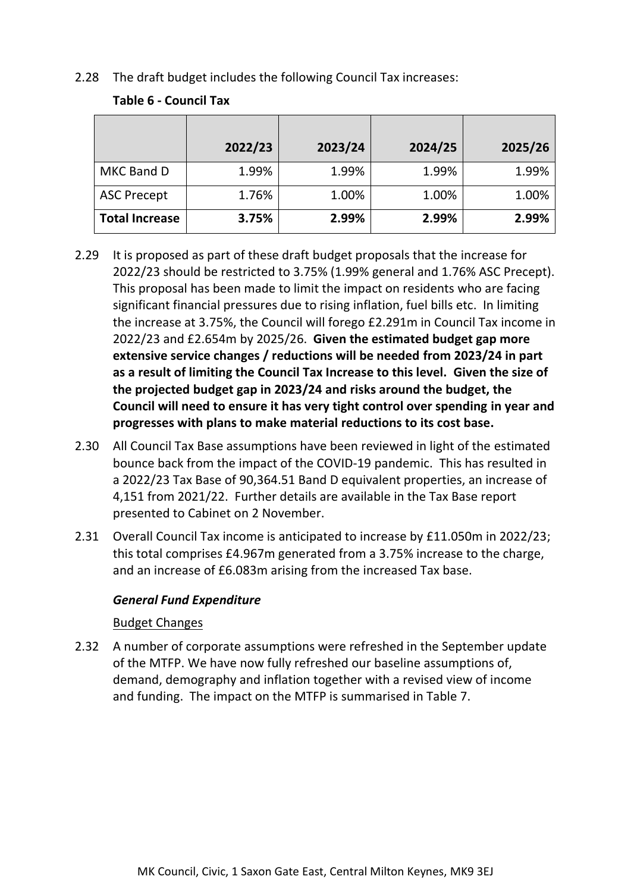2.28 The draft budget includes the following Council Tax increases:

**Table 6 - Council Tax**

| | 2022/23 | 2023/24 | 2024/25 | 2025/26 |
|---|---|---|---|---|
| MKC Band D | 1.99% | 1.99% | 1.99% | 1.99% |
| ASC Precept | 1.76% | 1.00% | 1.00% | 1.00% |
| **Total Increase** | **3.75%** | **2.99%** | **2.99%** | **2.99%** |

2.29 It is proposed as part of these draft budget proposals that the increase for 2022/23 should be restricted to 3.75% (1.99% general and 1.76% ASC Precept). This proposal has been made to limit the impact on residents who are facing significant financial pressures due to rising inflation, fuel bills etc. In limiting the increase at 3.75%, the Council will forego £2.291m in Council Tax income in 2022/23 and £2.654m by 2025/26. **Given the estimated budget gap more extensive service changes / reductions will be needed from 2023/24 in part as a result of limiting the Council Tax Increase to this level. Given the size of the projected budget gap in 2023/24 and risks around the budget, the Council will need to ensure it has very tight control over spending in year and progresses with plans to make material reductions to its cost base.**

2.30 All Council Tax Base assumptions have been reviewed in light of the estimated bounce back from the impact of the COVID-19 pandemic. This has resulted in a 2022/23 Tax Base of 90,364.51 Band D equivalent properties, an increase of 4,151 from 2021/22. Further details are available in the Tax Base report presented to Cabinet on 2 November.

2.31 Overall Council Tax income is anticipated to increase by £11.050m in 2022/23; this total comprises £4.967m generated from a 3.75% increase to the charge, and an increase of £6.083m arising from the increased Tax base.

***General Fund Expenditure***

Budget Changes

2.32 A number of corporate assumptions were refreshed in the September update of the MTFP. We have now fully refreshed our baseline assumptions of, demand, demography and inflation together with a revised view of income and funding. The impact on the MTFP is summarised in Table 7.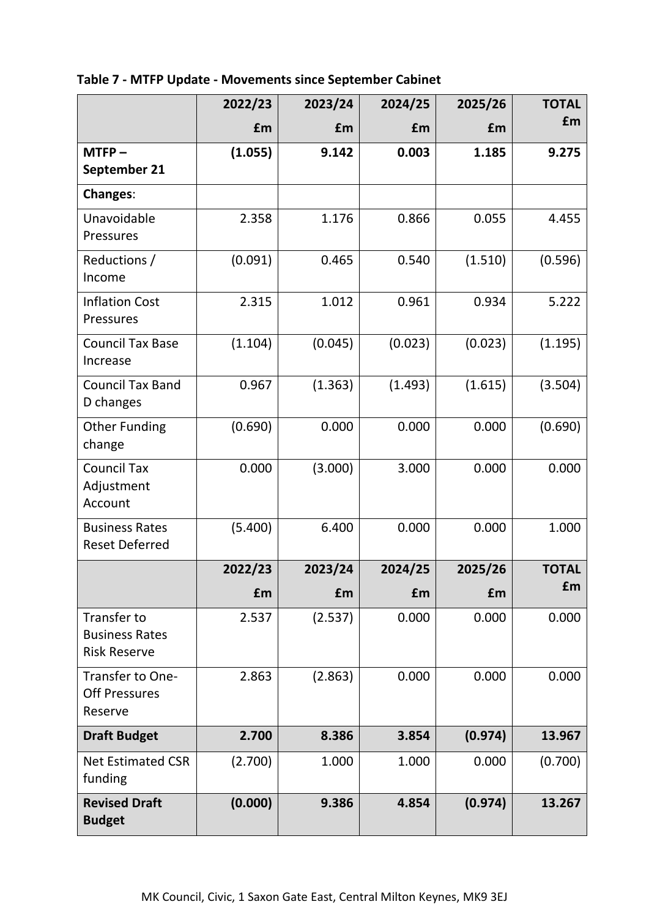**Table 7 - MTFP Update - Movements since September Cabinet**

| | 2022/23 £m | 2023/24 £m | 2024/25 £m | 2025/26 £m | TOTAL £m |
|---|---|---|---|---|---|
| **MTFP – September 21** | **(1.055)** | **9.142** | **0.003** | **1.185** | **9.275** |
| **Changes**: | | | | | |
| Unavoidable Pressures | 2.358 | 1.176 | 0.866 | 0.055 | 4.455 |
| Reductions / Income | (0.091) | 0.465 | 0.540 | (1.510) | (0.596) |
| Inflation Cost Pressures | 2.315 | 1.012 | 0.961 | 0.934 | 5.222 |
| Council Tax Base Increase | (1.104) | (0.045) | (0.023) | (0.023) | (1.195) |
| Council Tax Band D changes | 0.967 | (1.363) | (1.493) | (1.615) | (3.504) |
| Other Funding change | (0.690) | 0.000 | 0.000 | 0.000 | (0.690) |
| Council Tax Adjustment Account | 0.000 | (3.000) | 3.000 | 0.000 | 0.000 |
| Business Rates Reset Deferred | (5.400) | 6.400 | 0.000 | 0.000 | 1.000 |
| | **2022/23 £m** | **2023/24 £m** | **2024/25 £m** | **2025/26 £m** | **TOTAL £m** |
| Transfer to Business Rates Risk Reserve | 2.537 | (2.537) | 0.000 | 0.000 | 0.000 |
| Transfer to One-Off Pressures Reserve | 2.863 | (2.863) | 0.000 | 0.000 | 0.000 |
| **Draft Budget** | **2.700** | **8.386** | **3.854** | **(0.974)** | **13.967** |
| Net Estimated CSR funding | (2.700) | 1.000 | 1.000 | 0.000 | (0.700) |
| **Revised Draft Budget** | **(0.000)** | **9.386** | **4.854** | **(0.974)** | **13.267** |

MK Council, Civic, 1 Saxon Gate East, Central Milton Keynes, MK9 3EJ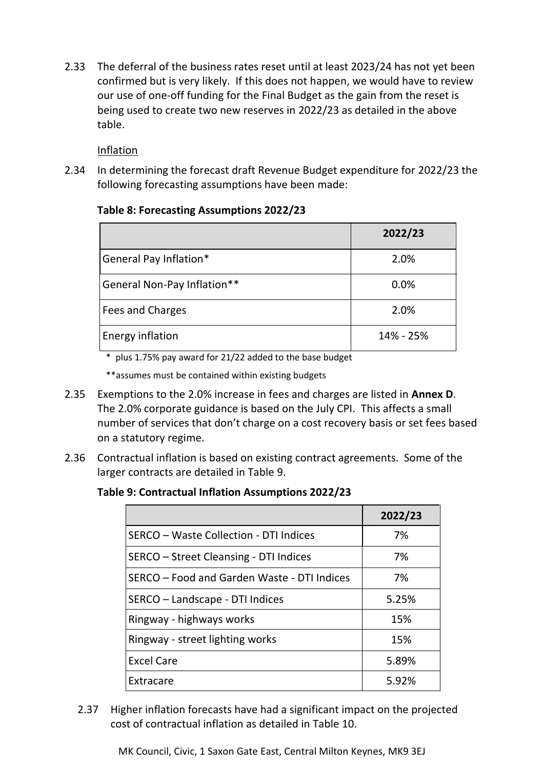2.33 The deferral of the business rates reset until at least 2023/24 has not yet been confirmed but is very likely. If this does not happen, we would have to review our use of one-off funding for the Final Budget as the gain from the reset is being used to create two new reserves in 2022/23 as detailed in the above table.

Inflation

2.34 In determining the forecast draft Revenue Budget expenditure for 2022/23 the following forecasting assumptions have been made:

**Table 8: Forecasting Assumptions 2022/23**

| | 2022/23 |
|---|---|
| General Pay Inflation* | 2.0% |
| General Non-Pay Inflation** | 0.0% |
| Fees and Charges | 2.0% |
| Energy inflation | 14% - 25% |

\* plus 1.75% pay award for 21/22 added to the base budget

**assumes must be contained within existing budgets

2.35 Exemptions to the 2.0% increase in fees and charges are listed in **Annex D**. The 2.0% corporate guidance is based on the July CPI. This affects a small number of services that don't charge on a cost recovery basis or set fees based on a statutory regime.

2.36 Contractual inflation is based on existing contract agreements. Some of the larger contracts are detailed in Table 9.

**Table 9: Contractual Inflation Assumptions 2022/23**

| | 2022/23 |
|---|---|
| SERCO – Waste Collection - DTI Indices | 7% |
| SERCO – Street Cleansing - DTI Indices | 7% |
| SERCO – Food and Garden Waste - DTI Indices | 7% |
| SERCO – Landscape - DTI Indices | 5.25% |
| Ringway - highways works | 15% |
| Ringway - street lighting works | 15% |
| Excel Care | 5.89% |
| Extracare | 5.92% |

2.37 Higher inflation forecasts have had a significant impact on the projected cost of contractual inflation as detailed in Table 10.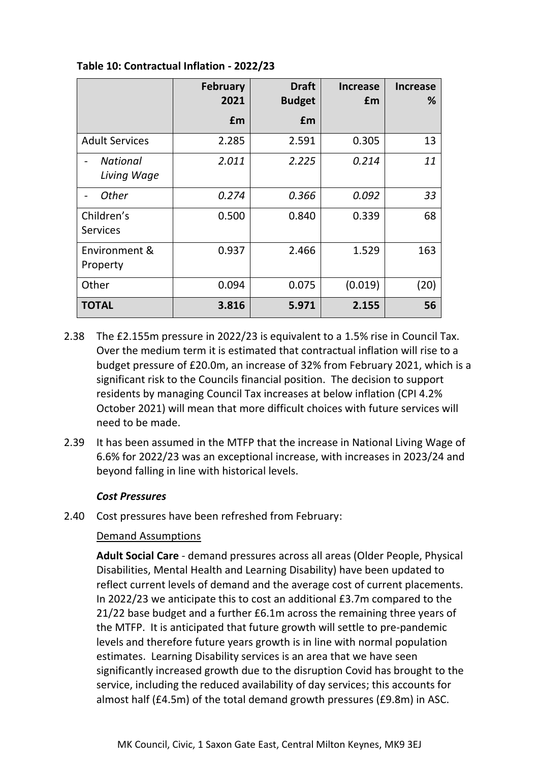**Table 10: Contractual Inflation - 2022/23**

| | February 2021 £m | Draft Budget £m | Increase £m | Increase % |
|---|---|---|---|---|
| Adult Services | 2.285 | 2.591 | 0.305 | 13 |
| - *National Living Wage* | *2.011* | *2.225* | *0.214* | *11* |
| - *Other* | *0.274* | *0.366* | *0.092* | *33* |
| Children's Services | 0.500 | 0.840 | 0.339 | 68 |
| Environment & Property | 0.937 | 2.466 | 1.529 | 163 |
| Other | 0.094 | 0.075 | (0.019) | (20) |
| **TOTAL** | **3.816** | **5.971** | **2.155** | **56** |

2.38 The £2.155m pressure in 2022/23 is equivalent to a 1.5% rise in Council Tax. Over the medium term it is estimated that contractual inflation will rise to a budget pressure of £20.0m, an increase of 32% from February 2021, which is a significant risk to the Councils financial position. The decision to support residents by managing Council Tax increases at below inflation (CPI 4.2% October 2021) will mean that more difficult choices with future services will need to be made.

2.39 It has been assumed in the MTFP that the increase in National Living Wage of 6.6% for 2022/23 was an exceptional increase, with increases in 2023/24 and beyond falling in line with historical levels.

***Cost Pressures***

2.40 Cost pressures have been refreshed from February:

Demand Assumptions

**Adult Social Care** - demand pressures across all areas (Older People, Physical Disabilities, Mental Health and Learning Disability) have been updated to reflect current levels of demand and the average cost of current placements. In 2022/23 we anticipate this to cost an additional £3.7m compared to the 21/22 base budget and a further £6.1m across the remaining three years of the MTFP. It is anticipated that future growth will settle to pre-pandemic levels and therefore future years growth is in line with normal population estimates. Learning Disability services is an area that we have seen significantly increased growth due to the disruption Covid has brought to the service, including the reduced availability of day services; this accounts for almost half (£4.5m) of the total demand growth pressures (£9.8m) in ASC.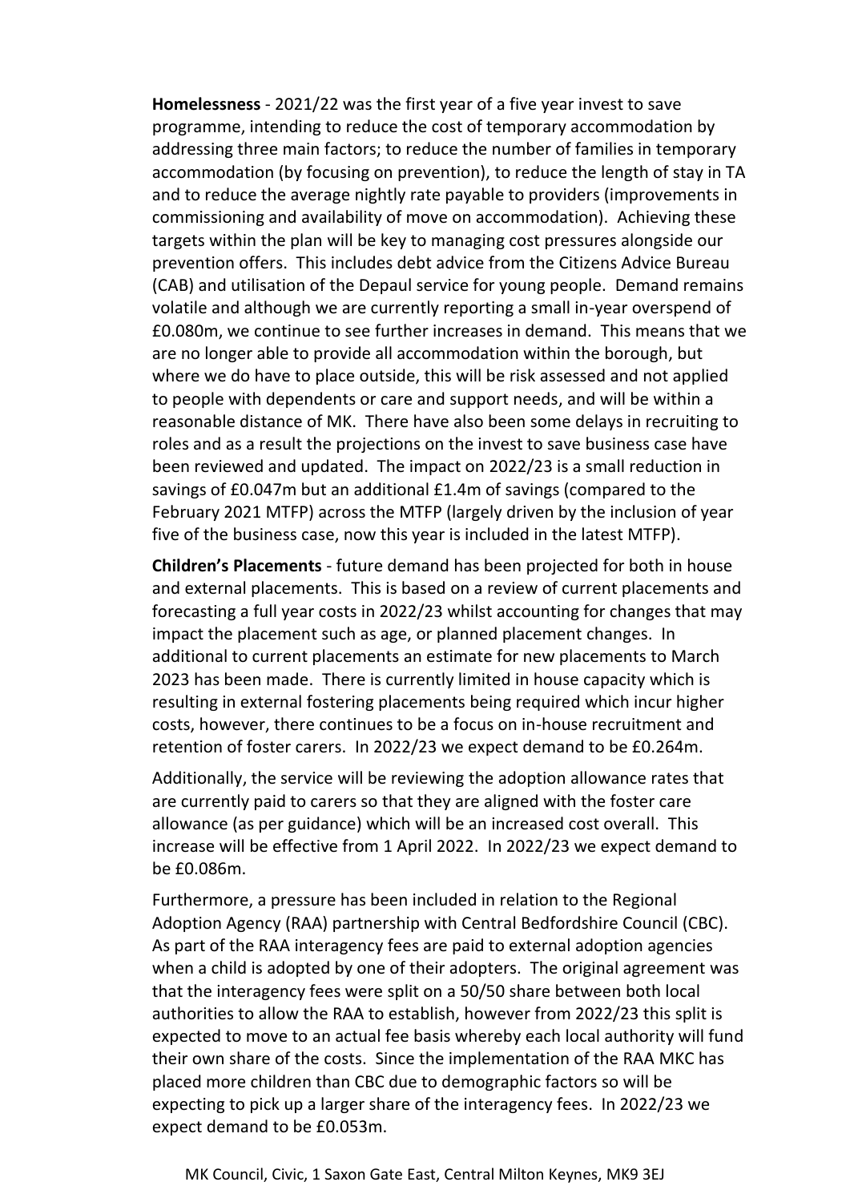**Homelessness** - 2021/22 was the first year of a five year invest to save programme, intending to reduce the cost of temporary accommodation by addressing three main factors; to reduce the number of families in temporary accommodation (by focusing on prevention), to reduce the length of stay in TA and to reduce the average nightly rate payable to providers (improvements in commissioning and availability of move on accommodation). Achieving these targets within the plan will be key to managing cost pressures alongside our prevention offers. This includes debt advice from the Citizens Advice Bureau (CAB) and utilisation of the Depaul service for young people. Demand remains volatile and although we are currently reporting a small in-year overspend of £0.080m, we continue to see further increases in demand. This means that we are no longer able to provide all accommodation within the borough, but where we do have to place outside, this will be risk assessed and not applied to people with dependents or care and support needs, and will be within a reasonable distance of MK. There have also been some delays in recruiting to roles and as a result the projections on the invest to save business case have been reviewed and updated. The impact on 2022/23 is a small reduction in savings of £0.047m but an additional £1.4m of savings (compared to the February 2021 MTFP) across the MTFP (largely driven by the inclusion of year five of the business case, now this year is included in the latest MTFP).

**Children's Placements** - future demand has been projected for both in house and external placements. This is based on a review of current placements and forecasting a full year costs in 2022/23 whilst accounting for changes that may impact the placement such as age, or planned placement changes. In additional to current placements an estimate for new placements to March 2023 has been made. There is currently limited in house capacity which is resulting in external fostering placements being required which incur higher costs, however, there continues to be a focus on in-house recruitment and retention of foster carers. In 2022/23 we expect demand to be £0.264m.

Additionally, the service will be reviewing the adoption allowance rates that are currently paid to carers so that they are aligned with the foster care allowance (as per guidance) which will be an increased cost overall. This increase will be effective from 1 April 2022. In 2022/23 we expect demand to be £0.086m.

Furthermore, a pressure has been included in relation to the Regional Adoption Agency (RAA) partnership with Central Bedfordshire Council (CBC). As part of the RAA interagency fees are paid to external adoption agencies when a child is adopted by one of their adopters. The original agreement was that the interagency fees were split on a 50/50 share between both local authorities to allow the RAA to establish, however from 2022/23 this split is expected to move to an actual fee basis whereby each local authority will fund their own share of the costs. Since the implementation of the RAA MKC has placed more children than CBC due to demographic factors so will be expecting to pick up a larger share of the interagency fees. In 2022/23 we expect demand to be £0.053m.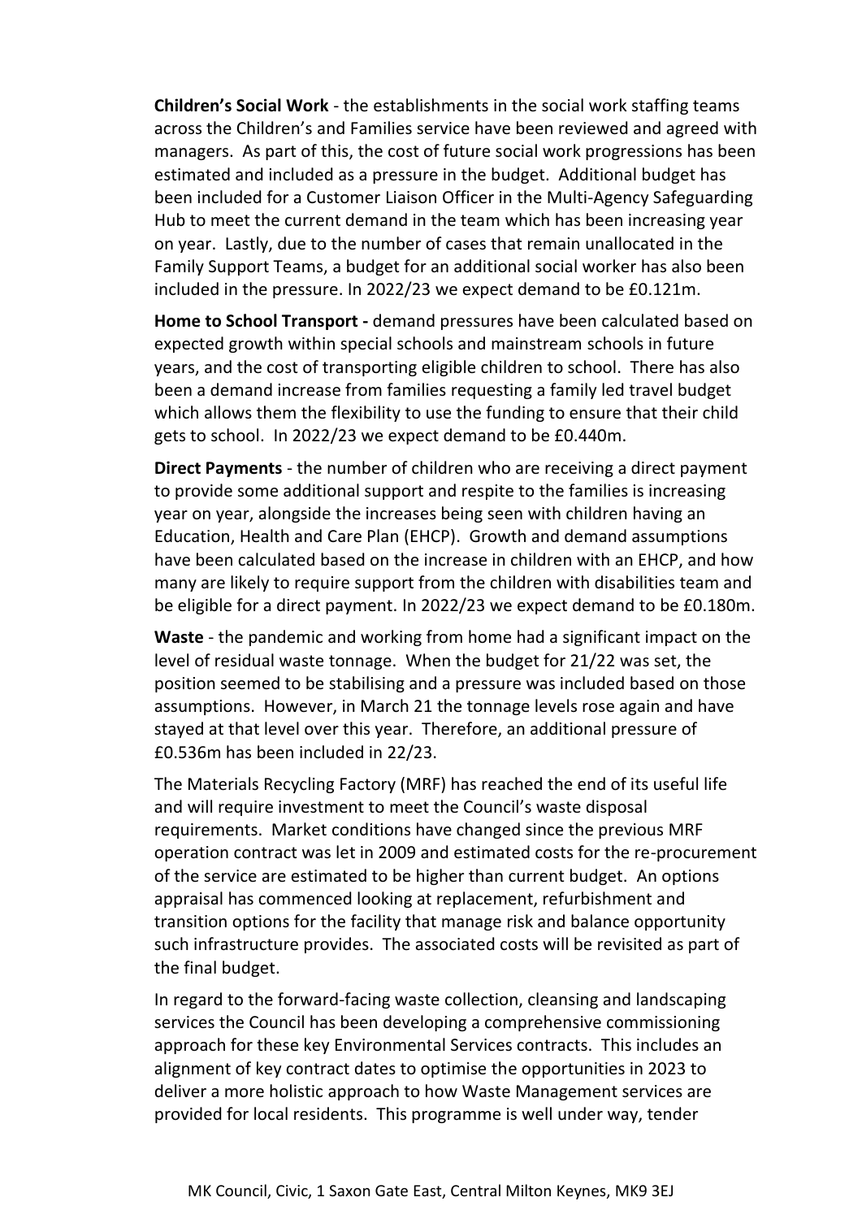**Children's Social Work** - the establishments in the social work staffing teams across the Children's and Families service have been reviewed and agreed with managers. As part of this, the cost of future social work progressions has been estimated and included as a pressure in the budget. Additional budget has been included for a Customer Liaison Officer in the Multi-Agency Safeguarding Hub to meet the current demand in the team which has been increasing year on year. Lastly, due to the number of cases that remain unallocated in the Family Support Teams, a budget for an additional social worker has also been included in the pressure. In 2022/23 we expect demand to be £0.121m.

**Home to School Transport -** demand pressures have been calculated based on expected growth within special schools and mainstream schools in future years, and the cost of transporting eligible children to school. There has also been a demand increase from families requesting a family led travel budget which allows them the flexibility to use the funding to ensure that their child gets to school. In 2022/23 we expect demand to be £0.440m.

**Direct Payments** - the number of children who are receiving a direct payment to provide some additional support and respite to the families is increasing year on year, alongside the increases being seen with children having an Education, Health and Care Plan (EHCP). Growth and demand assumptions have been calculated based on the increase in children with an EHCP, and how many are likely to require support from the children with disabilities team and be eligible for a direct payment. In 2022/23 we expect demand to be £0.180m.

**Waste** - the pandemic and working from home had a significant impact on the level of residual waste tonnage. When the budget for 21/22 was set, the position seemed to be stabilising and a pressure was included based on those assumptions. However, in March 21 the tonnage levels rose again and have stayed at that level over this year. Therefore, an additional pressure of £0.536m has been included in 22/23.

The Materials Recycling Factory (MRF) has reached the end of its useful life and will require investment to meet the Council's waste disposal requirements. Market conditions have changed since the previous MRF operation contract was let in 2009 and estimated costs for the re-procurement of the service are estimated to be higher than current budget. An options appraisal has commenced looking at replacement, refurbishment and transition options for the facility that manage risk and balance opportunity such infrastructure provides. The associated costs will be revisited as part of the final budget.

In regard to the forward-facing waste collection, cleansing and landscaping services the Council has been developing a comprehensive commissioning approach for these key Environmental Services contracts. This includes an alignment of key contract dates to optimise the opportunities in 2023 to deliver a more holistic approach to how Waste Management services are provided for local residents. This programme is well under way, tender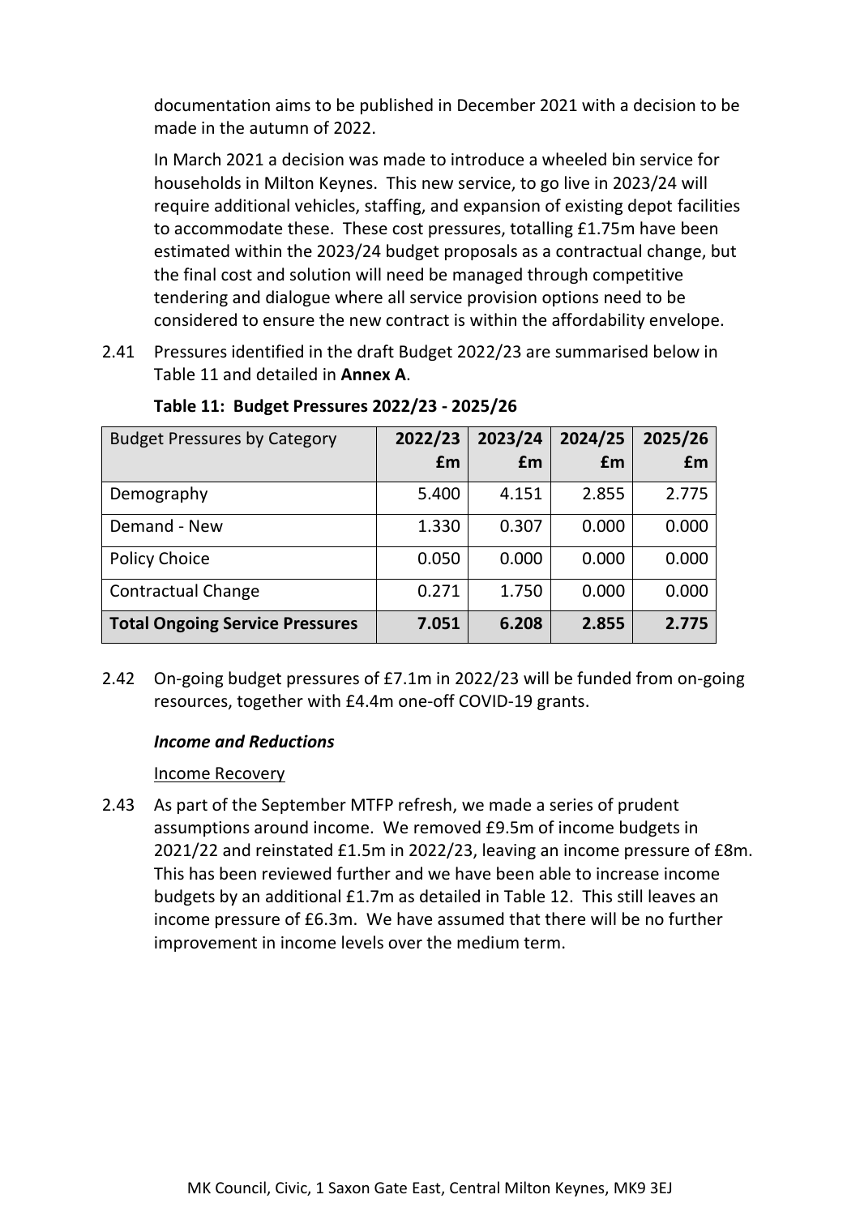documentation aims to be published in December 2021 with a decision to be made in the autumn of 2022.

In March 2021 a decision was made to introduce a wheeled bin service for households in Milton Keynes. This new service, to go live in 2023/24 will require additional vehicles, staffing, and expansion of existing depot facilities to accommodate these. These cost pressures, totalling £1.75m have been estimated within the 2023/24 budget proposals as a contractual change, but the final cost and solution will need be managed through competitive tendering and dialogue where all service provision options need to be considered to ensure the new contract is within the affordability envelope.

2.41 Pressures identified in the draft Budget 2022/23 are summarised below in Table 11 and detailed in **Annex A**.

**Table 11: Budget Pressures 2022/23 - 2025/26**

| Budget Pressures by Category | 2022/23 £m | 2023/24 £m | 2024/25 £m | 2025/26 £m |
|---|---|---|---|---|
| Demography | 5.400 | 4.151 | 2.855 | 2.775 |
| Demand - New | 1.330 | 0.307 | 0.000 | 0.000 |
| Policy Choice | 0.050 | 0.000 | 0.000 | 0.000 |
| Contractual Change | 0.271 | 1.750 | 0.000 | 0.000 |
| **Total Ongoing Service Pressures** | **7.051** | **6.208** | **2.855** | **2.775** |

2.42 On-going budget pressures of £7.1m in 2022/23 will be funded from on-going resources, together with £4.4m one-off COVID-19 grants.

***Income and Reductions***

Income Recovery

2.43 As part of the September MTFP refresh, we made a series of prudent assumptions around income. We removed £9.5m of income budgets in 2021/22 and reinstated £1.5m in 2022/23, leaving an income pressure of £8m. This has been reviewed further and we have been able to increase income budgets by an additional £1.7m as detailed in Table 12. This still leaves an income pressure of £6.3m. We have assumed that there will be no further improvement in income levels over the medium term.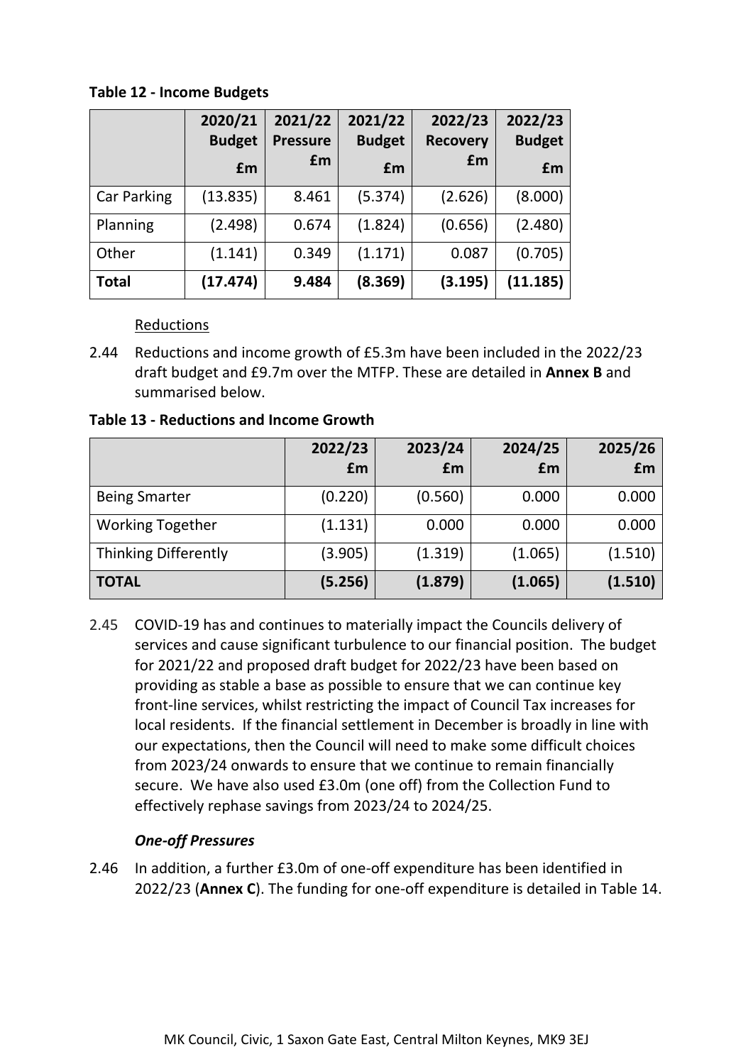**Table 12 - Income Budgets**

| | 2020/21 Budget £m | 2021/22 Pressure £m | 2021/22 Budget £m | 2022/23 Recovery £m | 2022/23 Budget £m |
|---|---|---|---|---|---|
| Car Parking | (13.835) | 8.461 | (5.374) | (2.626) | (8.000) |
| Planning | (2.498) | 0.674 | (1.824) | (0.656) | (2.480) |
| Other | (1.141) | 0.349 | (1.171) | 0.087 | (0.705) |
| **Total** | **(17.474)** | **9.484** | **(8.369)** | **(3.195)** | **(11.185)** |

Reductions

2.44 Reductions and income growth of £5.3m have been included in the 2022/23 draft budget and £9.7m over the MTFP. These are detailed in **Annex B** and summarised below.

**Table 13 - Reductions and Income Growth**

| | 2022/23 £m | 2023/24 £m | 2024/25 £m | 2025/26 £m |
|---|---|---|---|---|
| Being Smarter | (0.220) | (0.560) | 0.000 | 0.000 |
| Working Together | (1.131) | 0.000 | 0.000 | 0.000 |
| Thinking Differently | (3.905) | (1.319) | (1.065) | (1.510) |
| **TOTAL** | **(5.256)** | **(1.879)** | **(1.065)** | **(1.510)** |

2.45 COVID-19 has and continues to materially impact the Councils delivery of services and cause significant turbulence to our financial position. The budget for 2021/22 and proposed draft budget for 2022/23 have been based on providing as stable a base as possible to ensure that we can continue key front-line services, whilst restricting the impact of Council Tax increases for local residents. If the financial settlement in December is broadly in line with our expectations, then the Council will need to make some difficult choices from 2023/24 onwards to ensure that we continue to remain financially secure. We have also used £3.0m (one off) from the Collection Fund to effectively rephase savings from 2023/24 to 2024/25.

***One-off Pressures***

2.46 In addition, a further £3.0m of one-off expenditure has been identified in 2022/23 (**Annex C**). The funding for one-off expenditure is detailed in Table 14.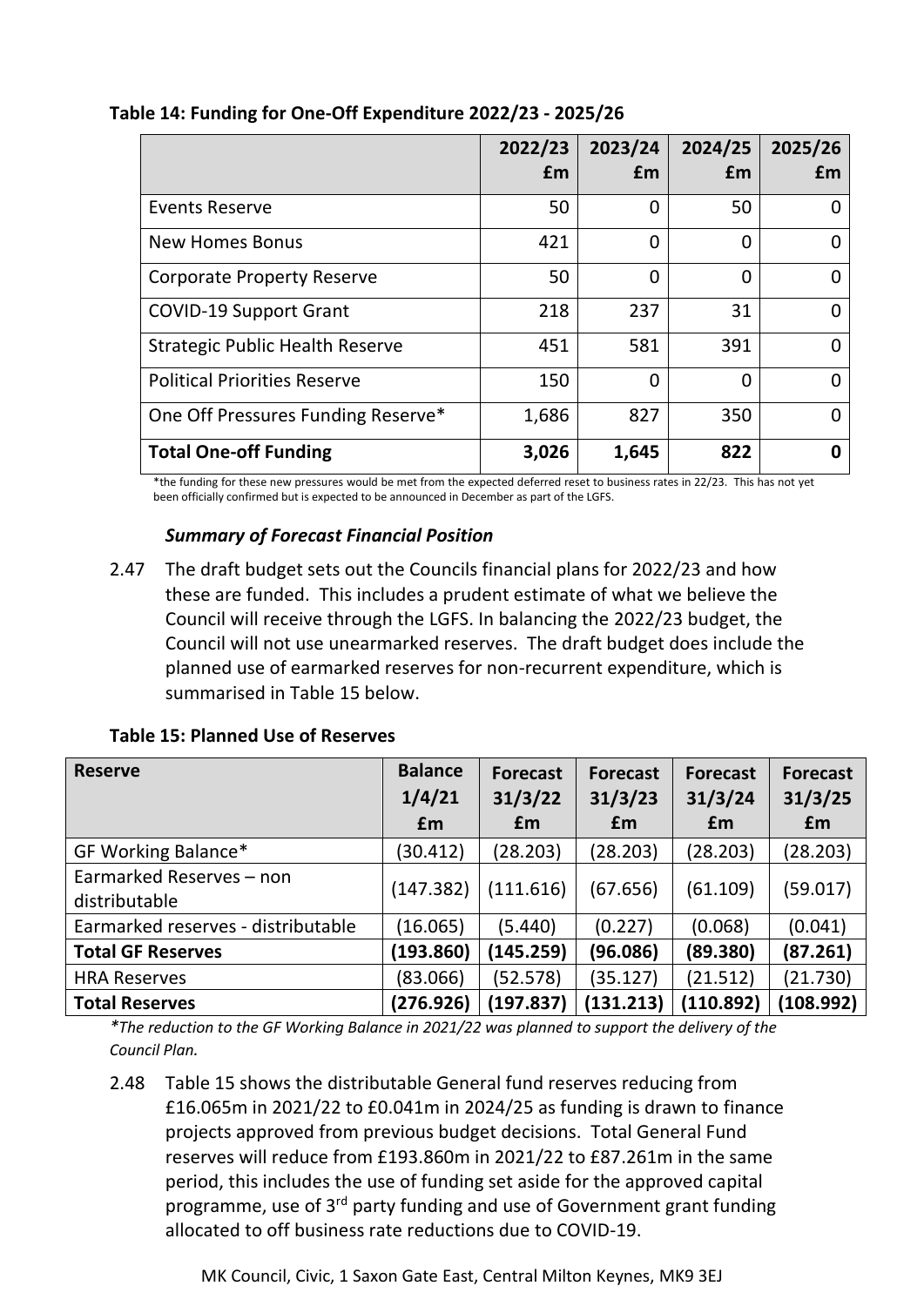**Table 14: Funding for One-Off Expenditure 2022/23 - 2025/26**

| | 2022/23 £m | 2023/24 £m | 2024/25 £m | 2025/26 £m |
|---|---|---|---|---|
| Events Reserve | 50 | 0 | 50 | 0 |
| New Homes Bonus | 421 | 0 | 0 | 0 |
| Corporate Property Reserve | 50 | 0 | 0 | 0 |
| COVID-19 Support Grant | 218 | 237 | 31 | 0 |
| Strategic Public Health Reserve | 451 | 581 | 391 | 0 |
| Political Priorities Reserve | 150 | 0 | 0 | 0 |
| One Off Pressures Funding Reserve* | 1,686 | 827 | 350 | 0 |
| **Total One-off Funding** | **3,026** | **1,645** | **822** | **0** |

*the funding for these new pressures would be met from the expected deferred reset to business rates in 22/23. This has not yet been officially confirmed but is expected to be announced in December as part of the LGFS.

***Summary of Forecast Financial Position***

2.47 The draft budget sets out the Councils financial plans for 2022/23 and how these are funded. This includes a prudent estimate of what we believe the Council will receive through the LGFS. In balancing the 2022/23 budget, the Council will not use unearmarked reserves. The draft budget does include the planned use of earmarked reserves for non-recurrent expenditure, which is summarised in Table 15 below.

**Table 15: Planned Use of Reserves**

| Reserve | Balance 1/4/21 £m | Forecast 31/3/22 £m | Forecast 31/3/23 £m | Forecast 31/3/24 £m | Forecast 31/3/25 £m |
|---|---|---|---|---|---|
| GF Working Balance* | (30.412) | (28.203) | (28.203) | (28.203) | (28.203) |
| Earmarked Reserves – non distributable | (147.382) | (111.616) | (67.656) | (61.109) | (59.017) |
| Earmarked reserves - distributable | (16.065) | (5.440) | (0.227) | (0.068) | (0.041) |
| **Total GF Reserves** | **(193.860)** | **(145.259)** | **(96.086)** | **(89.380)** | **(87.261)** |
| HRA Reserves | (83.066) | (52.578) | (35.127) | (21.512) | (21.730) |
| **Total Reserves** | **(276.926)** | **(197.837)** | **(131.213)** | **(110.892)** | **(108.992)** |

*\*The reduction to the GF Working Balance in 2021/22 was planned to support the delivery of the Council Plan.*

2.48 Table 15 shows the distributable General fund reserves reducing from £16.065m in 2021/22 to £0.041m in 2024/25 as funding is drawn to finance projects approved from previous budget decisions. Total General Fund reserves will reduce from £193.860m in 2021/22 to £87.261m in the same period, this includes the use of funding set aside for the approved capital programme, use of 3rd party funding and use of Government grant funding allocated to off business rate reductions due to COVID-19.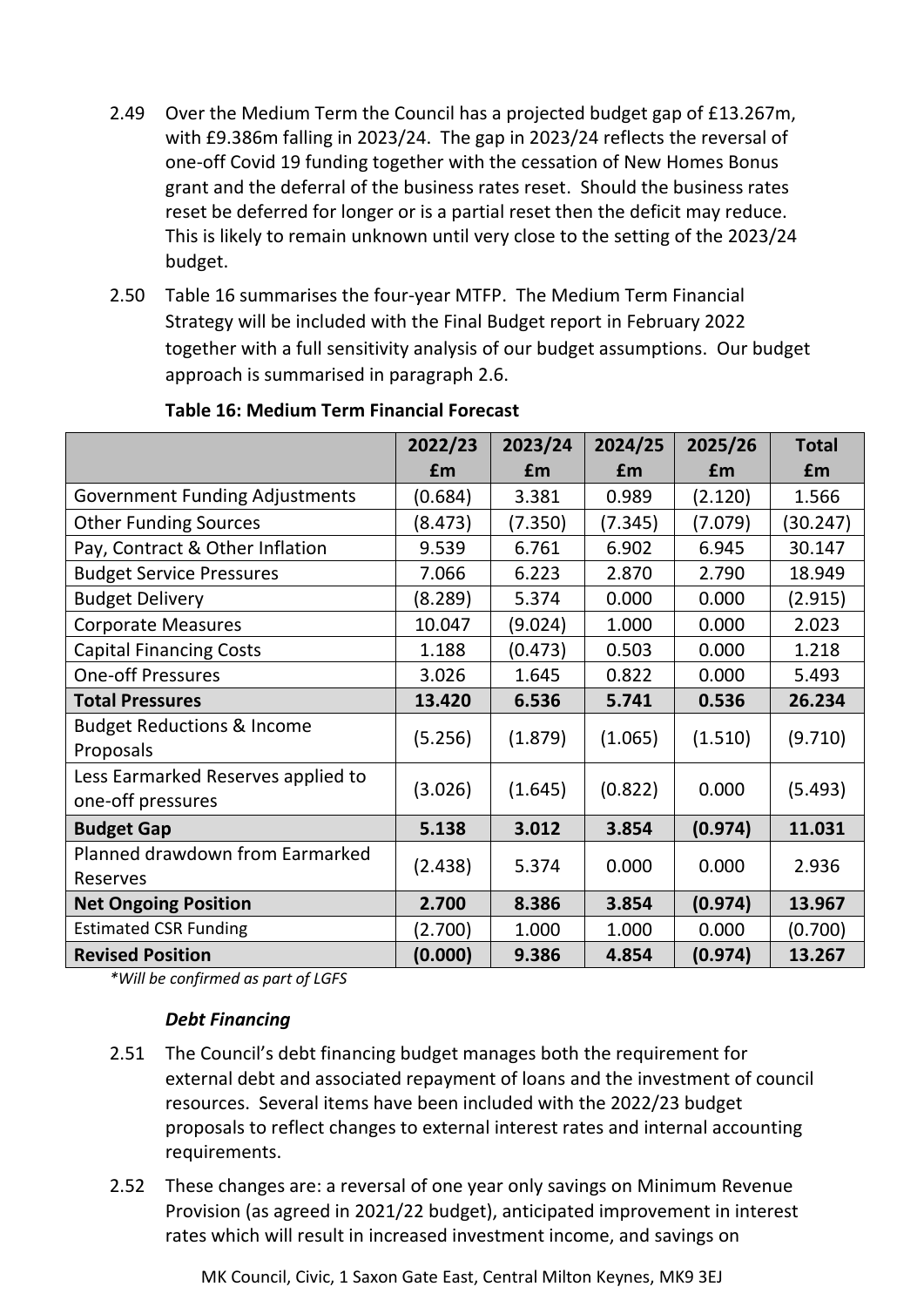2.49 Over the Medium Term the Council has a projected budget gap of £13.267m, with £9.386m falling in 2023/24. The gap in 2023/24 reflects the reversal of one-off Covid 19 funding together with the cessation of New Homes Bonus grant and the deferral of the business rates reset. Should the business rates reset be deferred for longer or is a partial reset then the deficit may reduce. This is likely to remain unknown until very close to the setting of the 2023/24 budget.

2.50 Table 16 summarises the four-year MTFP. The Medium Term Financial Strategy will be included with the Final Budget report in February 2022 together with a full sensitivity analysis of our budget assumptions. Our budget approach is summarised in paragraph 2.6.

**Table 16: Medium Term Financial Forecast**

| | 2022/23 £m | 2023/24 £m | 2024/25 £m | 2025/26 £m | Total £m |
|---|---|---|---|---|---|
| Government Funding Adjustments | (0.684) | 3.381 | 0.989 | (2.120) | 1.566 |
| Other Funding Sources | (8.473) | (7.350) | (7.345) | (7.079) | (30.247) |
| Pay, Contract & Other Inflation | 9.539 | 6.761 | 6.902 | 6.945 | 30.147 |
| Budget Service Pressures | 7.066 | 6.223 | 2.870 | 2.790 | 18.949 |
| Budget Delivery | (8.289) | 5.374 | 0.000 | 0.000 | (2.915) |
| Corporate Measures | 10.047 | (9.024) | 1.000 | 0.000 | 2.023 |
| Capital Financing Costs | 1.188 | (0.473) | 0.503 | 0.000 | 1.218 |
| One-off Pressures | 3.026 | 1.645 | 0.822 | 0.000 | 5.493 |
| **Total Pressures** | **13.420** | **6.536** | **5.741** | **0.536** | **26.234** |
| Budget Reductions & Income Proposals | (5.256) | (1.879) | (1.065) | (1.510) | (9.710) |
| Less Earmarked Reserves applied to one-off pressures | (3.026) | (1.645) | (0.822) | 0.000 | (5.493) |
| **Budget Gap** | **5.138** | **3.012** | **3.854** | **(0.974)** | **11.031** |
| Planned drawdown from Earmarked Reserves | (2.438) | 5.374 | 0.000 | 0.000 | 2.936 |
| **Net Ongoing Position** | **2.700** | **8.386** | **3.854** | **(0.974)** | **13.967** |
| Estimated CSR Funding | (2.700) | 1.000 | 1.000 | 0.000 | (0.700) |
| **Revised Position** | **(0.000)** | **9.386** | **4.854** | **(0.974)** | **13.267** |

*\*Will be confirmed as part of LGFS*

***Debt Financing***

2.51 The Council's debt financing budget manages both the requirement for external debt and associated repayment of loans and the investment of council resources. Several items have been included with the 2022/23 budget proposals to reflect changes to external interest rates and internal accounting requirements.

2.52 These changes are: a reversal of one year only savings on Minimum Revenue Provision (as agreed in 2021/22 budget), anticipated improvement in interest rates which will result in increased investment income, and savings on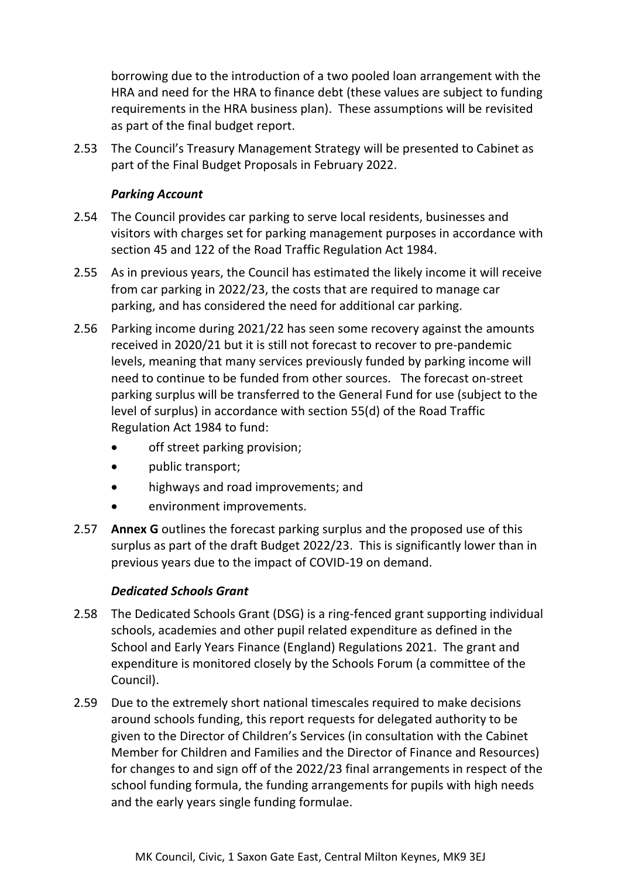borrowing due to the introduction of a two pooled loan arrangement with the HRA and need for the HRA to finance debt (these values are subject to funding requirements in the HRA business plan). These assumptions will be revisited as part of the final budget report.

2.53 The Council's Treasury Management Strategy will be presented to Cabinet as part of the Final Budget Proposals in February 2022.

***Parking Account***

2.54 The Council provides car parking to serve local residents, businesses and visitors with charges set for parking management purposes in accordance with section 45 and 122 of the Road Traffic Regulation Act 1984.

2.55 As in previous years, the Council has estimated the likely income it will receive from car parking in 2022/23, the costs that are required to manage car parking, and has considered the need for additional car parking.

2.56 Parking income during 2021/22 has seen some recovery against the amounts received in 2020/21 but it is still not forecast to recover to pre-pandemic levels, meaning that many services previously funded by parking income will need to continue to be funded from other sources. The forecast on-street parking surplus will be transferred to the General Fund for use (subject to the level of surplus) in accordance with section 55(d) of the Road Traffic Regulation Act 1984 to fund:

- off street parking provision;
- public transport;
- highways and road improvements; and
- environment improvements.

2.57 **Annex G** outlines the forecast parking surplus and the proposed use of this surplus as part of the draft Budget 2022/23. This is significantly lower than in previous years due to the impact of COVID-19 on demand.

***Dedicated Schools Grant***

2.58 The Dedicated Schools Grant (DSG) is a ring-fenced grant supporting individual schools, academies and other pupil related expenditure as defined in the School and Early Years Finance (England) Regulations 2021. The grant and expenditure is monitored closely by the Schools Forum (a committee of the Council).

2.59 Due to the extremely short national timescales required to make decisions around schools funding, this report requests for delegated authority to be given to the Director of Children's Services (in consultation with the Cabinet Member for Children and Families and the Director of Finance and Resources) for changes to and sign off of the 2022/23 final arrangements in respect of the school funding formula, the funding arrangements for pupils with high needs and the early years single funding formulae.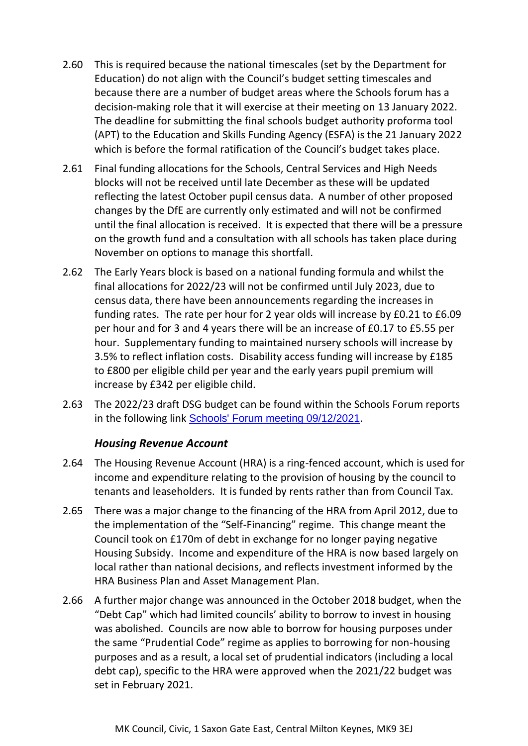2.60 This is required because the national timescales (set by the Department for Education) do not align with the Council's budget setting timescales and because there are a number of budget areas where the Schools forum has a decision-making role that it will exercise at their meeting on 13 January 2022. The deadline for submitting the final schools budget authority proforma tool (APT) to the Education and Skills Funding Agency (ESFA) is the 21 January 2022 which is before the formal ratification of the Council's budget takes place.

2.61 Final funding allocations for the Schools, Central Services and High Needs blocks will not be received until late December as these will be updated reflecting the latest October pupil census data. A number of other proposed changes by the DfE are currently only estimated and will not be confirmed until the final allocation is received. It is expected that there will be a pressure on the growth fund and a consultation with all schools has taken place during November on options to manage this shortfall.

2.62 The Early Years block is based on a national funding formula and whilst the final allocations for 2022/23 will not be confirmed until July 2023, due to census data, there have been announcements regarding the increases in funding rates. The rate per hour for 2 year olds will increase by £0.21 to £6.09 per hour and for 3 and 4 years there will be an increase of £0.17 to £5.55 per hour. Supplementary funding to maintained nursery schools will increase by 3.5% to reflect inflation costs. Disability access funding will increase by £185 to £800 per eligible child per year and the early years pupil premium will increase by £342 per eligible child.

2.63 The 2022/23 draft DSG budget can be found within the Schools Forum reports in the following link Schools' Forum meeting 09/12/2021.

### *Housing Revenue Account*

2.64 The Housing Revenue Account (HRA) is a ring-fenced account, which is used for income and expenditure relating to the provision of housing by the council to tenants and leaseholders. It is funded by rents rather than from Council Tax.

2.65 There was a major change to the financing of the HRA from April 2012, due to the implementation of the "Self-Financing" regime. This change meant the Council took on £170m of debt in exchange for no longer paying negative Housing Subsidy. Income and expenditure of the HRA is now based largely on local rather than national decisions, and reflects investment informed by the HRA Business Plan and Asset Management Plan.

2.66 A further major change was announced in the October 2018 budget, when the "Debt Cap" which had limited councils' ability to borrow to invest in housing was abolished. Councils are now able to borrow for housing purposes under the same "Prudential Code" regime as applies to borrowing for non-housing purposes and as a result, a local set of prudential indicators (including a local debt cap), specific to the HRA were approved when the 2021/22 budget was set in February 2021.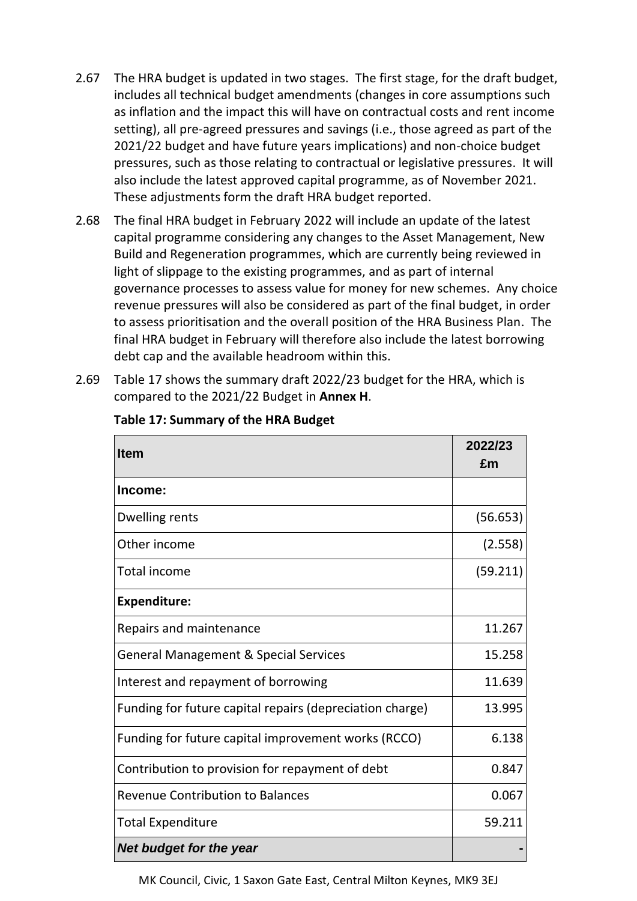2.67 The HRA budget is updated in two stages. The first stage, for the draft budget, includes all technical budget amendments (changes in core assumptions such as inflation and the impact this will have on contractual costs and rent income setting), all pre-agreed pressures and savings (i.e., those agreed as part of the 2021/22 budget and have future years implications) and non-choice budget pressures, such as those relating to contractual or legislative pressures. It will also include the latest approved capital programme, as of November 2021. These adjustments form the draft HRA budget reported.

2.68 The final HRA budget in February 2022 will include an update of the latest capital programme considering any changes to the Asset Management, New Build and Regeneration programmes, which are currently being reviewed in light of slippage to the existing programmes, and as part of internal governance processes to assess value for money for new schemes. Any choice revenue pressures will also be considered as part of the final budget, in order to assess prioritisation and the overall position of the HRA Business Plan. The final HRA budget in February will therefore also include the latest borrowing debt cap and the available headroom within this.

2.69 Table 17 shows the summary draft 2022/23 budget for the HRA, which is compared to the 2021/22 Budget in **Annex H**.

**Table 17: Summary of the HRA Budget**

| Item | 2022/23 £m |
|---|---|
| **Income:** | |
| Dwelling rents | (56.653) |
| Other income | (2.558) |
| Total income | (59.211) |
| **Expenditure:** | |
| Repairs and maintenance | 11.267 |
| General Management & Special Services | 15.258 |
| Interest and repayment of borrowing | 11.639 |
| Funding for future capital repairs (depreciation charge) | 13.995 |
| Funding for future capital improvement works (RCCO) | 6.138 |
| Contribution to provision for repayment of debt | 0.847 |
| Revenue Contribution to Balances | 0.067 |
| Total Expenditure | 59.211 |
| ***Net budget for the year*** | - |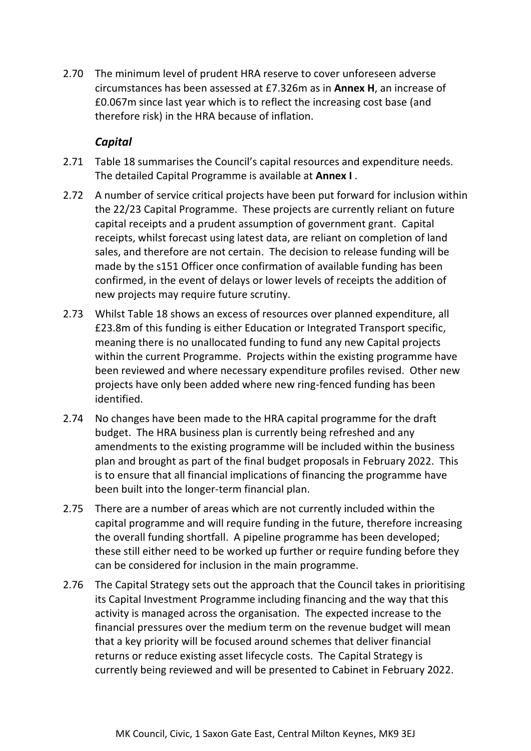2.70 The minimum level of prudent HRA reserve to cover unforeseen adverse circumstances has been assessed at £7.326m as in **Annex H**, an increase of £0.067m since last year which is to reflect the increasing cost base (and therefore risk) in the HRA because of inflation.

### *Capital*

2.71 Table 18 summarises the Council's capital resources and expenditure needs. The detailed Capital Programme is available at **Annex I** .

2.72 A number of service critical projects have been put forward for inclusion within the 22/23 Capital Programme. These projects are currently reliant on future capital receipts and a prudent assumption of government grant. Capital receipts, whilst forecast using latest data, are reliant on completion of land sales, and therefore are not certain. The decision to release funding will be made by the s151 Officer once confirmation of available funding has been confirmed, in the event of delays or lower levels of receipts the addition of new projects may require future scrutiny.

2.73 Whilst Table 18 shows an excess of resources over planned expenditure, all £23.8m of this funding is either Education or Integrated Transport specific, meaning there is no unallocated funding to fund any new Capital projects within the current Programme. Projects within the existing programme have been reviewed and where necessary expenditure profiles revised. Other new projects have only been added where new ring-fenced funding has been identified.

2.74 No changes have been made to the HRA capital programme for the draft budget. The HRA business plan is currently being refreshed and any amendments to the existing programme will be included within the business plan and brought as part of the final budget proposals in February 2022. This is to ensure that all financial implications of financing the programme have been built into the longer-term financial plan.

2.75 There are a number of areas which are not currently included within the capital programme and will require funding in the future, therefore increasing the overall funding shortfall. A pipeline programme has been developed; these still either need to be worked up further or require funding before they can be considered for inclusion in the main programme.

2.76 The Capital Strategy sets out the approach that the Council takes in prioritising its Capital Investment Programme including financing and the way that this activity is managed across the organisation. The expected increase to the financial pressures over the medium term on the revenue budget will mean that a key priority will be focused around schemes that deliver financial returns or reduce existing asset lifecycle costs. The Capital Strategy is currently being reviewed and will be presented to Cabinet in February 2022.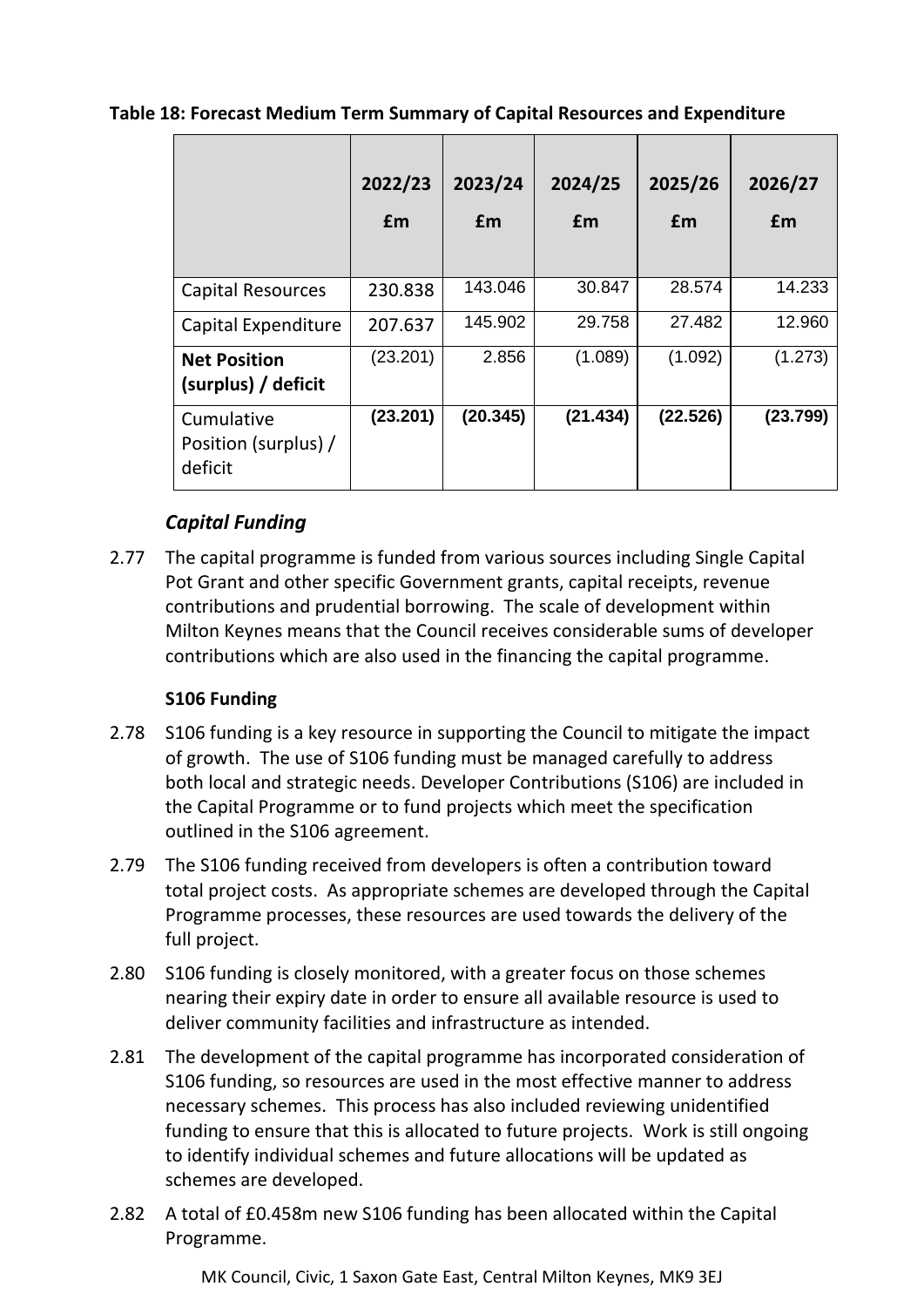**Table 18: Forecast Medium Term Summary of Capital Resources and Expenditure**

| | 2022/23 £m | 2023/24 £m | 2024/25 £m | 2025/26 £m | 2026/27 £m |
|---|---|---|---|---|---|
| Capital Resources | 230.838 | 143.046 | 30.847 | 28.574 | 14.233 |
| Capital Expenditure | 207.637 | 145.902 | 29.758 | 27.482 | 12.960 |
| **Net Position (surplus) / deficit** | (23.201) | 2.856 | (1.089) | (1.092) | (1.273) |
| Cumulative Position (surplus) / deficit | **(23.201)** | **(20.345)** | **(21.434)** | **(22.526)** | **(23.799)** |

### *Capital Funding*

2.77 The capital programme is funded from various sources including Single Capital Pot Grant and other specific Government grants, capital receipts, revenue contributions and prudential borrowing. The scale of development within Milton Keynes means that the Council receives considerable sums of developer contributions which are also used in the financing the capital programme.

**S106 Funding**

2.78 S106 funding is a key resource in supporting the Council to mitigate the impact of growth. The use of S106 funding must be managed carefully to address both local and strategic needs. Developer Contributions (S106) are included in the Capital Programme or to fund projects which meet the specification outlined in the S106 agreement.

2.79 The S106 funding received from developers is often a contribution toward total project costs. As appropriate schemes are developed through the Capital Programme processes, these resources are used towards the delivery of the full project.

2.80 S106 funding is closely monitored, with a greater focus on those schemes nearing their expiry date in order to ensure all available resource is used to deliver community facilities and infrastructure as intended.

2.81 The development of the capital programme has incorporated consideration of S106 funding, so resources are used in the most effective manner to address necessary schemes. This process has also included reviewing unidentified funding to ensure that this is allocated to future projects. Work is still ongoing to identify individual schemes and future allocations will be updated as schemes are developed.

2.82 A total of £0.458m new S106 funding has been allocated within the Capital Programme.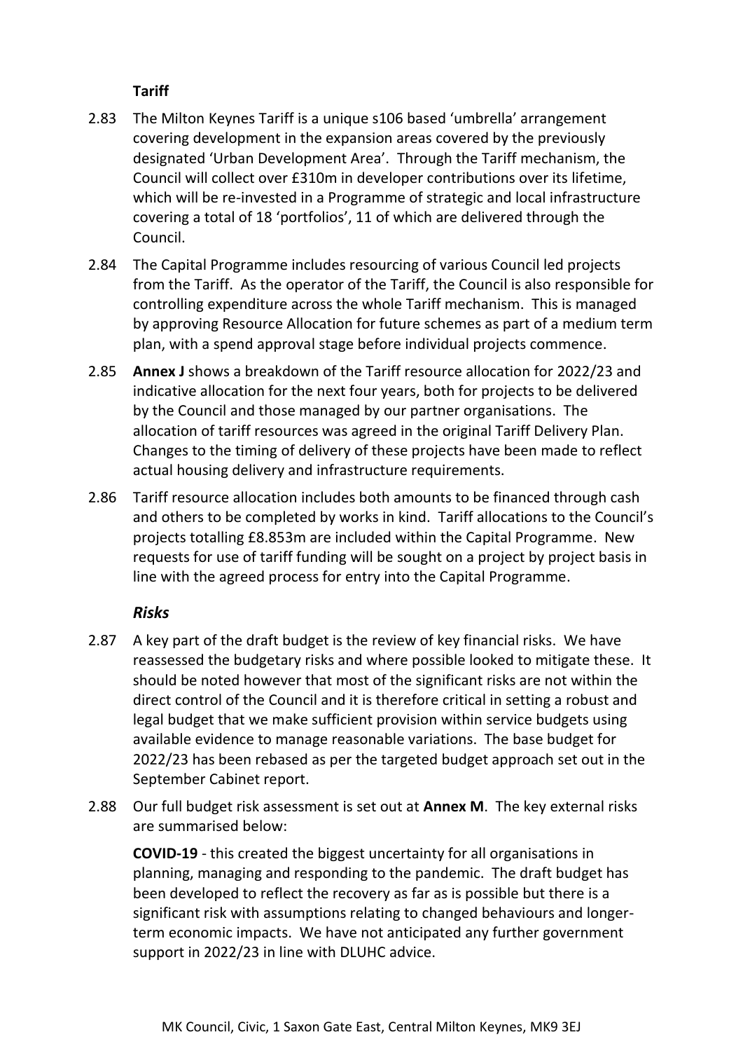**Tariff**

2.83 The Milton Keynes Tariff is a unique s106 based 'umbrella' arrangement covering development in the expansion areas covered by the previously designated 'Urban Development Area'. Through the Tariff mechanism, the Council will collect over £310m in developer contributions over its lifetime, which will be re-invested in a Programme of strategic and local infrastructure covering a total of 18 'portfolios', 11 of which are delivered through the Council.

2.84 The Capital Programme includes resourcing of various Council led projects from the Tariff. As the operator of the Tariff, the Council is also responsible for controlling expenditure across the whole Tariff mechanism. This is managed by approving Resource Allocation for future schemes as part of a medium term plan, with a spend approval stage before individual projects commence.

2.85 **Annex J** shows a breakdown of the Tariff resource allocation for 2022/23 and indicative allocation for the next four years, both for projects to be delivered by the Council and those managed by our partner organisations. The allocation of tariff resources was agreed in the original Tariff Delivery Plan. Changes to the timing of delivery of these projects have been made to reflect actual housing delivery and infrastructure requirements.

2.86 Tariff resource allocation includes both amounts to be financed through cash and others to be completed by works in kind. Tariff allocations to the Council's projects totalling £8.853m are included within the Capital Programme. New requests for use of tariff funding will be sought on a project by project basis in line with the agreed process for entry into the Capital Programme.

***Risks***

2.87 A key part of the draft budget is the review of key financial risks. We have reassessed the budgetary risks and where possible looked to mitigate these. It should be noted however that most of the significant risks are not within the direct control of the Council and it is therefore critical in setting a robust and legal budget that we make sufficient provision within service budgets using available evidence to manage reasonable variations. The base budget for 2022/23 has been rebased as per the targeted budget approach set out in the September Cabinet report.

2.88 Our full budget risk assessment is set out at **Annex M**. The key external risks are summarised below:

**COVID-19** - this created the biggest uncertainty for all organisations in planning, managing and responding to the pandemic. The draft budget has been developed to reflect the recovery as far as is possible but there is a significant risk with assumptions relating to changed behaviours and longer-term economic impacts. We have not anticipated any further government support in 2022/23 in line with DLUHC advice.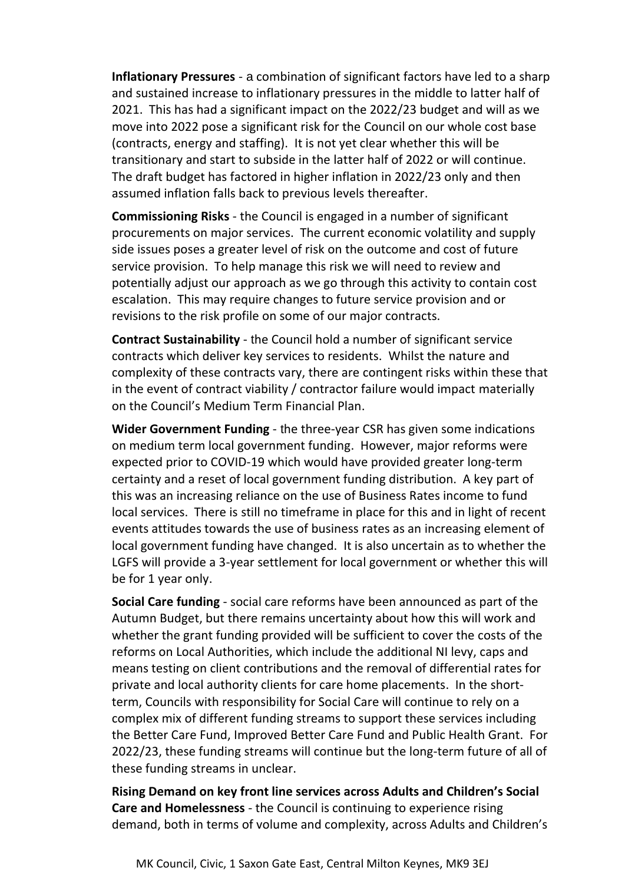**Inflationary Pressures** - a combination of significant factors have led to a sharp and sustained increase to inflationary pressures in the middle to latter half of 2021. This has had a significant impact on the 2022/23 budget and will as we move into 2022 pose a significant risk for the Council on our whole cost base (contracts, energy and staffing). It is not yet clear whether this will be transitionary and start to subside in the latter half of 2022 or will continue. The draft budget has factored in higher inflation in 2022/23 only and then assumed inflation falls back to previous levels thereafter.

**Commissioning Risks** - the Council is engaged in a number of significant procurements on major services. The current economic volatility and supply side issues poses a greater level of risk on the outcome and cost of future service provision. To help manage this risk we will need to review and potentially adjust our approach as we go through this activity to contain cost escalation. This may require changes to future service provision and or revisions to the risk profile on some of our major contracts.

**Contract Sustainability** - the Council hold a number of significant service contracts which deliver key services to residents. Whilst the nature and complexity of these contracts vary, there are contingent risks within these that in the event of contract viability / contractor failure would impact materially on the Council's Medium Term Financial Plan.

**Wider Government Funding** - the three-year CSR has given some indications on medium term local government funding. However, major reforms were expected prior to COVID-19 which would have provided greater long-term certainty and a reset of local government funding distribution. A key part of this was an increasing reliance on the use of Business Rates income to fund local services. There is still no timeframe in place for this and in light of recent events attitudes towards the use of business rates as an increasing element of local government funding have changed. It is also uncertain as to whether the LGFS will provide a 3-year settlement for local government or whether this will be for 1 year only.

**Social Care funding** - social care reforms have been announced as part of the Autumn Budget, but there remains uncertainty about how this will work and whether the grant funding provided will be sufficient to cover the costs of the reforms on Local Authorities, which include the additional NI levy, caps and means testing on client contributions and the removal of differential rates for private and local authority clients for care home placements. In the short-term, Councils with responsibility for Social Care will continue to rely on a complex mix of different funding streams to support these services including the Better Care Fund, Improved Better Care Fund and Public Health Grant. For 2022/23, these funding streams will continue but the long-term future of all of these funding streams in unclear.

**Rising Demand on key front line services across Adults and Children's Social Care and Homelessness** - the Council is continuing to experience rising demand, both in terms of volume and complexity, across Adults and Children's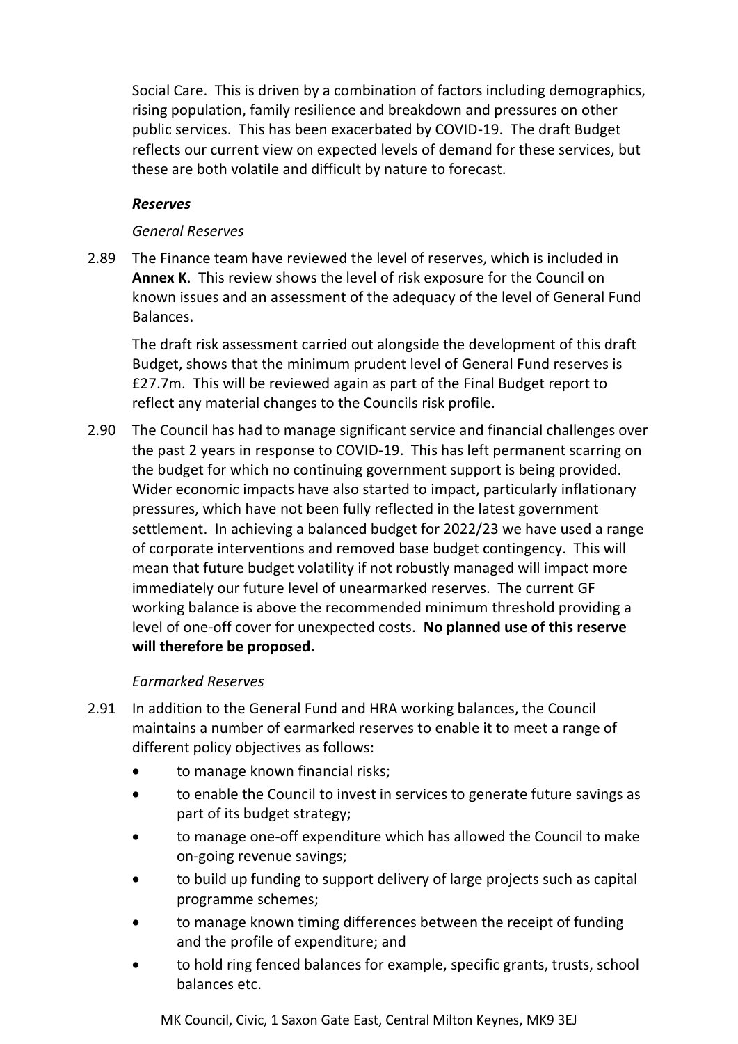Social Care. This is driven by a combination of factors including demographics, rising population, family resilience and breakdown and pressures on other public services. This has been exacerbated by COVID-19. The draft Budget reflects our current view on expected levels of demand for these services, but these are both volatile and difficult by nature to forecast.

***Reserves***

*General Reserves*

2.89 The Finance team have reviewed the level of reserves, which is included in **Annex K**. This review shows the level of risk exposure for the Council on known issues and an assessment of the adequacy of the level of General Fund Balances.

The draft risk assessment carried out alongside the development of this draft Budget, shows that the minimum prudent level of General Fund reserves is £27.7m. This will be reviewed again as part of the Final Budget report to reflect any material changes to the Councils risk profile.

2.90 The Council has had to manage significant service and financial challenges over the past 2 years in response to COVID-19. This has left permanent scarring on the budget for which no continuing government support is being provided. Wider economic impacts have also started to impact, particularly inflationary pressures, which have not been fully reflected in the latest government settlement. In achieving a balanced budget for 2022/23 we have used a range of corporate interventions and removed base budget contingency. This will mean that future budget volatility if not robustly managed will impact more immediately our future level of unearmarked reserves. The current GF working balance is above the recommended minimum threshold providing a level of one-off cover for unexpected costs. **No planned use of this reserve will therefore be proposed.**

*Earmarked Reserves*

2.91 In addition to the General Fund and HRA working balances, the Council maintains a number of earmarked reserves to enable it to meet a range of different policy objectives as follows:

- to manage known financial risks;
- to enable the Council to invest in services to generate future savings as part of its budget strategy;
- to manage one-off expenditure which has allowed the Council to make on-going revenue savings;
- to build up funding to support delivery of large projects such as capital programme schemes;
- to manage known timing differences between the receipt of funding and the profile of expenditure; and
- to hold ring fenced balances for example, specific grants, trusts, school balances etc.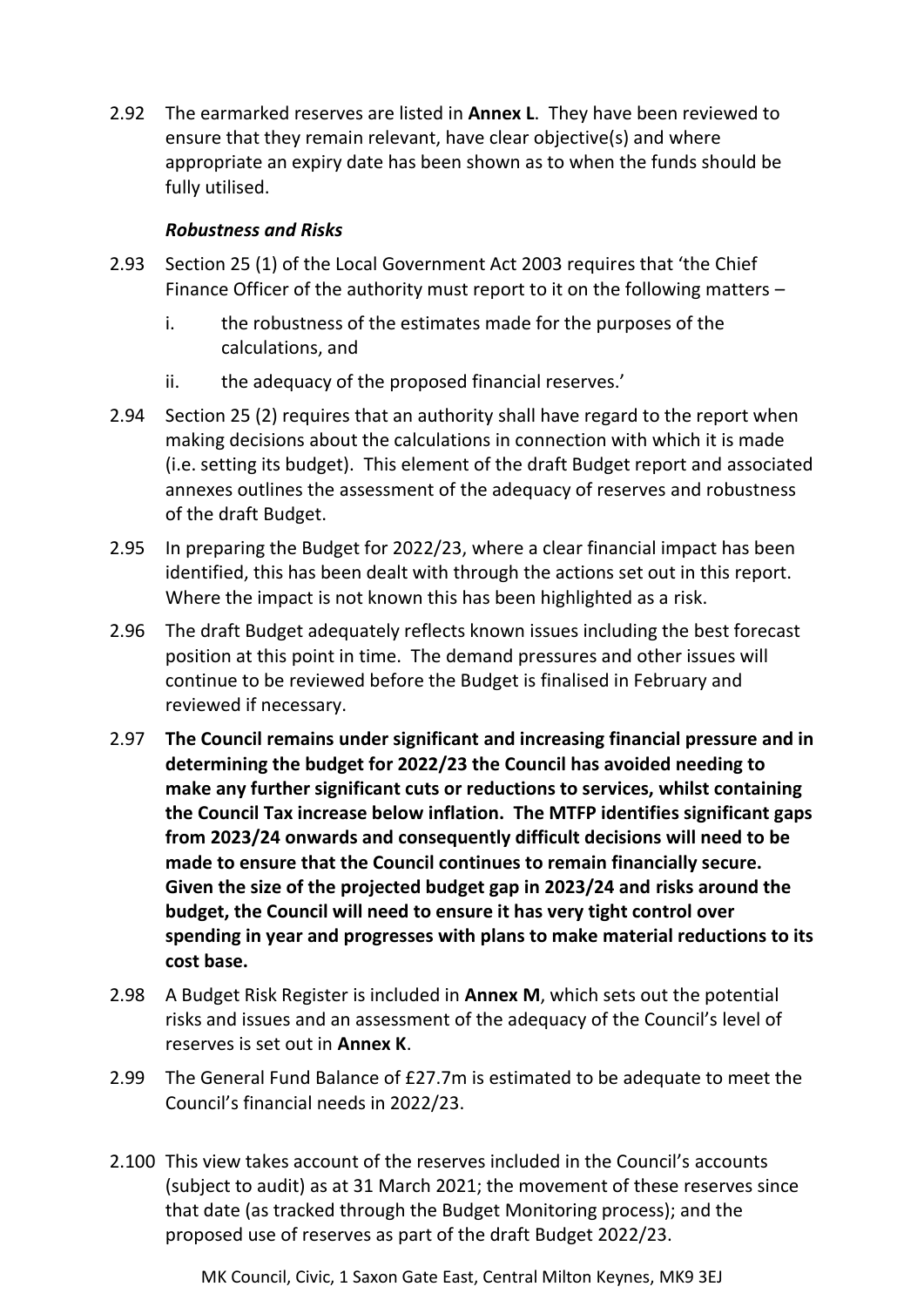2.92 The earmarked reserves are listed in **Annex L**. They have been reviewed to ensure that they remain relevant, have clear objective(s) and where appropriate an expiry date has been shown as to when the funds should be fully utilised.

***Robustness and Risks***

2.93 Section 25 (1) of the Local Government Act 2003 requires that 'the Chief Finance Officer of the authority must report to it on the following matters –

  i. the robustness of the estimates made for the purposes of the calculations, and

  ii. the adequacy of the proposed financial reserves.'

2.94 Section 25 (2) requires that an authority shall have regard to the report when making decisions about the calculations in connection with which it is made (i.e. setting its budget). This element of the draft Budget report and associated annexes outlines the assessment of the adequacy of reserves and robustness of the draft Budget.

2.95 In preparing the Budget for 2022/23, where a clear financial impact has been identified, this has been dealt with through the actions set out in this report. Where the impact is not known this has been highlighted as a risk.

2.96 The draft Budget adequately reflects known issues including the best forecast position at this point in time. The demand pressures and other issues will continue to be reviewed before the Budget is finalised in February and reviewed if necessary.

2.97 **The Council remains under significant and increasing financial pressure and in determining the budget for 2022/23 the Council has avoided needing to make any further significant cuts or reductions to services, whilst containing the Council Tax increase below inflation. The MTFP identifies significant gaps from 2023/24 onwards and consequently difficult decisions will need to be made to ensure that the Council continues to remain financially secure. Given the size of the projected budget gap in 2023/24 and risks around the budget, the Council will need to ensure it has very tight control over spending in year and progresses with plans to make material reductions to its cost base.**

2.98 A Budget Risk Register is included in **Annex M**, which sets out the potential risks and issues and an assessment of the adequacy of the Council's level of reserves is set out in **Annex K**.

2.99 The General Fund Balance of £27.7m is estimated to be adequate to meet the Council's financial needs in 2022/23.

2.100 This view takes account of the reserves included in the Council's accounts (subject to audit) as at 31 March 2021; the movement of these reserves since that date (as tracked through the Budget Monitoring process); and the proposed use of reserves as part of the draft Budget 2022/23.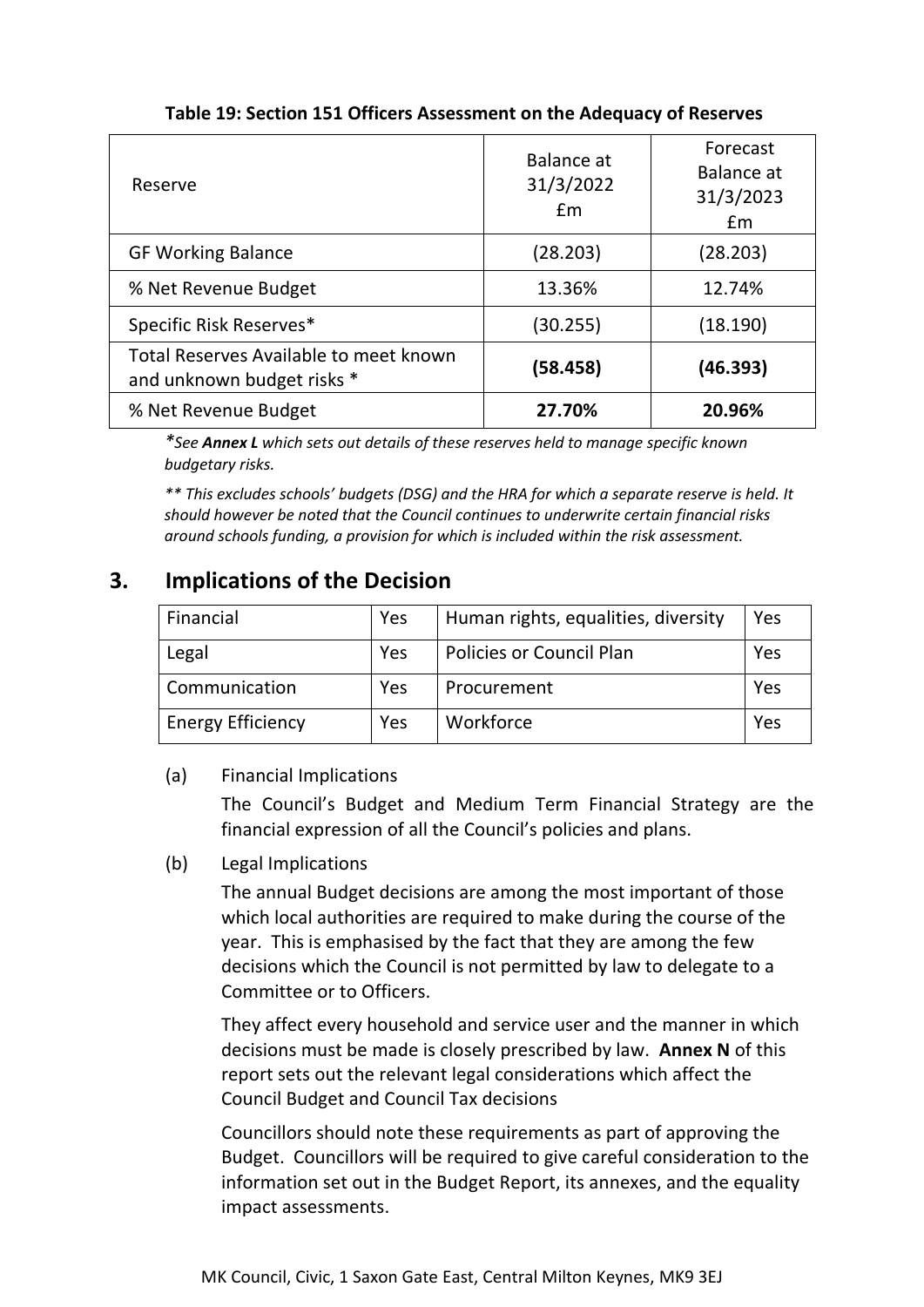**Table 19: Section 151 Officers Assessment on the Adequacy of Reserves**

| Reserve | Balance at 31/3/2022 £m | Forecast Balance at 31/3/2023 £m |
|---|---|---|
| GF Working Balance | (28.203) | (28.203) |
| % Net Revenue Budget | 13.36% | 12.74% |
| Specific Risk Reserves* | (30.255) | (18.190) |
| Total Reserves Available to meet known and unknown budget risks * | **(58.458)** | **(46.393)** |
| % Net Revenue Budget | **27.70%** | **20.96%** |

*\*See **Annex L** which sets out details of these reserves held to manage specific known budgetary risks.*

*\*\* This excludes schools' budgets (DSG) and the HRA for which a separate reserve is held. It should however be noted that the Council continues to underwrite certain financial risks around schools funding, a provision for which is included within the risk assessment.*

## 3. Implications of the Decision

| Financial | Yes | Human rights, equalities, diversity | Yes |
|---|---|---|---|
| Legal | Yes | Policies or Council Plan | Yes |
| Communication | Yes | Procurement | Yes |
| Energy Efficiency | Yes | Workforce | Yes |

(a) Financial Implications

The Council's Budget and Medium Term Financial Strategy are the financial expression of all the Council's policies and plans.

(b) Legal Implications

The annual Budget decisions are among the most important of those which local authorities are required to make during the course of the year. This is emphasised by the fact that they are among the few decisions which the Council is not permitted by law to delegate to a Committee or to Officers.

They affect every household and service user and the manner in which decisions must be made is closely prescribed by law. **Annex N** of this report sets out the relevant legal considerations which affect the Council Budget and Council Tax decisions

Councillors should note these requirements as part of approving the Budget. Councillors will be required to give careful consideration to the information set out in the Budget Report, its annexes, and the equality impact assessments.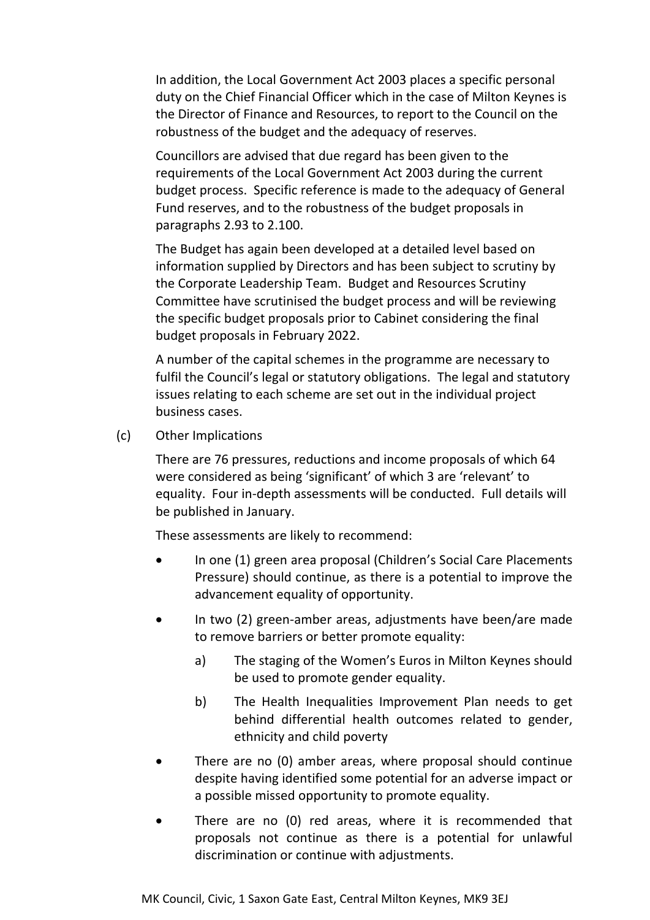In addition, the Local Government Act 2003 places a specific personal duty on the Chief Financial Officer which in the case of Milton Keynes is the Director of Finance and Resources, to report to the Council on the robustness of the budget and the adequacy of reserves.

Councillors are advised that due regard has been given to the requirements of the Local Government Act 2003 during the current budget process. Specific reference is made to the adequacy of General Fund reserves, and to the robustness of the budget proposals in paragraphs 2.93 to 2.100.

The Budget has again been developed at a detailed level based on information supplied by Directors and has been subject to scrutiny by the Corporate Leadership Team. Budget and Resources Scrutiny Committee have scrutinised the budget process and will be reviewing the specific budget proposals prior to Cabinet considering the final budget proposals in February 2022.

A number of the capital schemes in the programme are necessary to fulfil the Council's legal or statutory obligations. The legal and statutory issues relating to each scheme are set out in the individual project business cases.

(c) Other Implications

There are 76 pressures, reductions and income proposals of which 64 were considered as being 'significant' of which 3 are 'relevant' to equality. Four in-depth assessments will be conducted. Full details will be published in January.

These assessments are likely to recommend:

- In one (1) green area proposal (Children's Social Care Placements Pressure) should continue, as there is a potential to improve the advancement equality of opportunity.
- In two (2) green-amber areas, adjustments have been/are made to remove barriers or better promote equality:
    a) The staging of the Women's Euros in Milton Keynes should be used to promote gender equality.
    b) The Health Inequalities Improvement Plan needs to get behind differential health outcomes related to gender, ethnicity and child poverty
- There are no (0) amber areas, where proposal should continue despite having identified some potential for an adverse impact or a possible missed opportunity to promote equality.
- There are no (0) red areas, where it is recommended that proposals not continue as there is a potential for unlawful discrimination or continue with adjustments.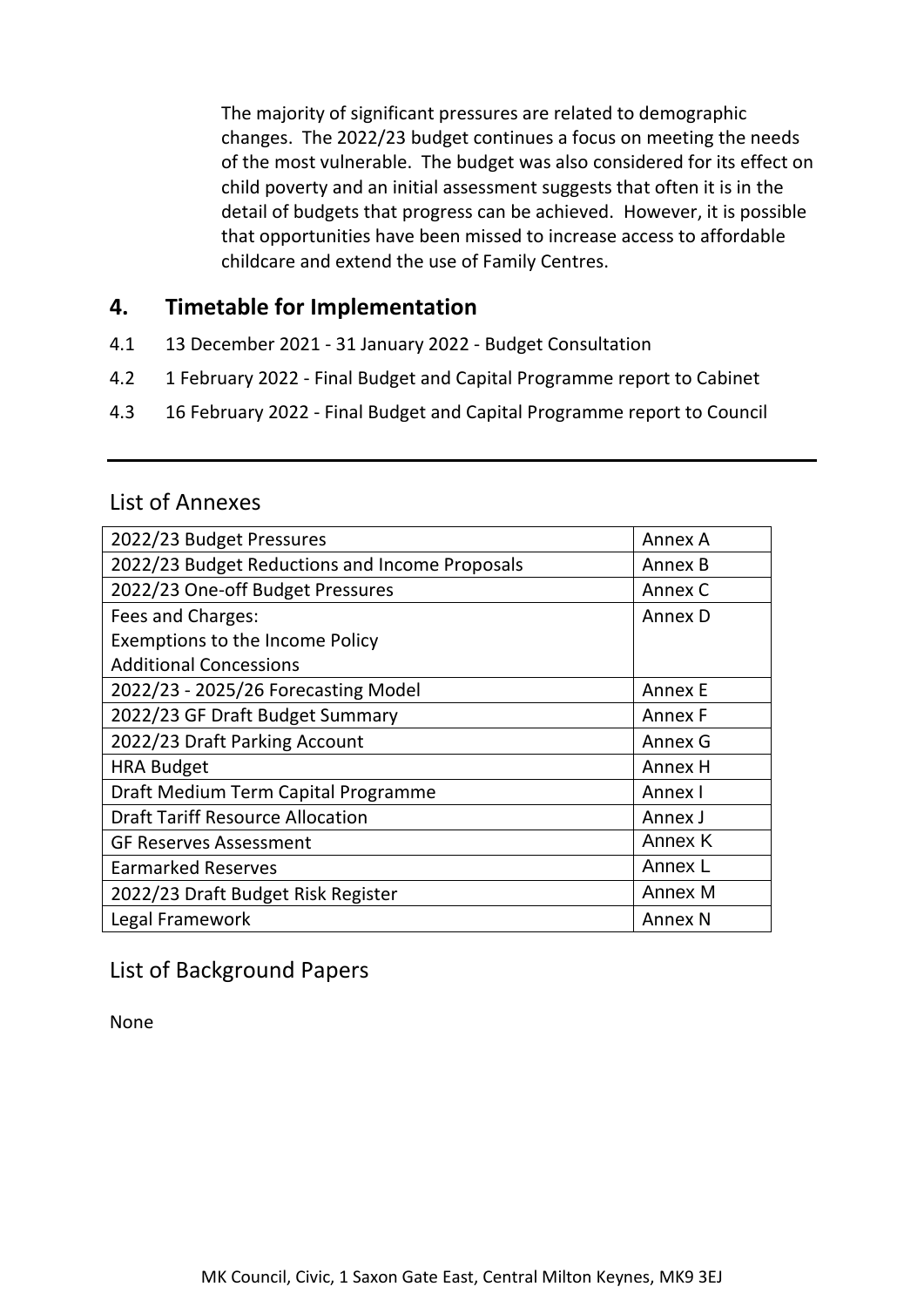The majority of significant pressures are related to demographic changes. The 2022/23 budget continues a focus on meeting the needs of the most vulnerable. The budget was also considered for its effect on child poverty and an initial assessment suggests that often it is in the detail of budgets that progress can be achieved. However, it is possible that opportunities have been missed to increase access to affordable childcare and extend the use of Family Centres.

## 4. Timetable for Implementation

4.1 13 December 2021 - 31 January 2022 - Budget Consultation

4.2 1 February 2022 - Final Budget and Capital Programme report to Cabinet

4.3 16 February 2022 - Final Budget and Capital Programme report to Council

---

## List of Annexes

| | |
|---|---|
| 2022/23 Budget Pressures | Annex A |
| 2022/23 Budget Reductions and Income Proposals | Annex B |
| 2022/23 One-off Budget Pressures | Annex C |
| Fees and Charges:<br>Exemptions to the Income Policy<br>Additional Concessions | Annex D |
| 2022/23 - 2025/26 Forecasting Model | Annex E |
| 2022/23 GF Draft Budget Summary | Annex F |
| 2022/23 Draft Parking Account | Annex G |
| HRA Budget | Annex H |
| Draft Medium Term Capital Programme | Annex I |
| Draft Tariff Resource Allocation | Annex J |
| GF Reserves Assessment | Annex K |
| Earmarked Reserves | Annex L |
| 2022/23 Draft Budget Risk Register | Annex M |
| Legal Framework | Annex N |

## List of Background Papers

None